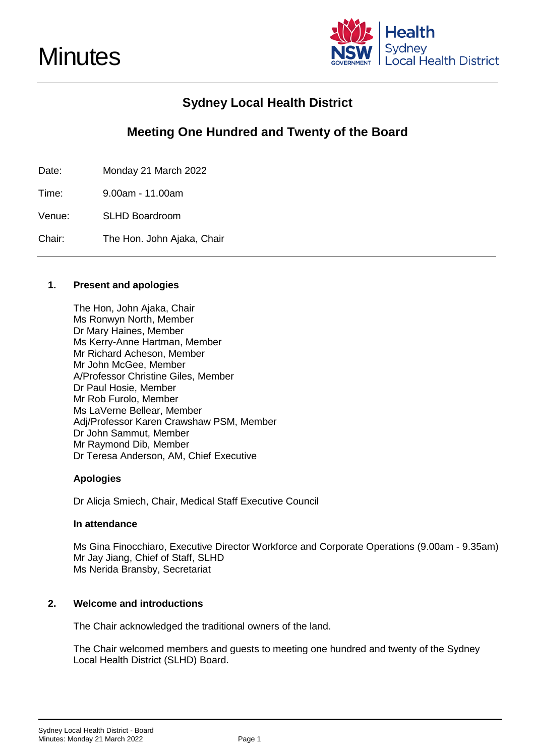# Minutes

## Sydney Local Health District

## Meeting One Hundred and Twenty of the Board

Date: Monday 21 March 2022

Time: 9.00am - 11.00am

Venue: SLHD Boardroom

Chair: The Hon. John Ajaka, Chair

### 1. Present and apologies

The Hon, John Ajaka, Chair
Ms Ronwyn North, Member
Dr Mary Haines, Member
Ms Kerry-Anne Hartman, Member
Mr Richard Acheson, Member
Mr John McGee, Member
A/Professor Christine Giles, Member
Dr Paul Hosie, Member
Mr Rob Furolo, Member
Ms LaVerne Bellear, Member
Adj/Professor Karen Crawshaw PSM, Member
Dr John Sammut, Member
Mr Raymond Dib, Member
Dr Teresa Anderson, AM, Chief Executive

**Apologies**

Dr Alicja Smiech, Chair, Medical Staff Executive Council

**In attendance**

Ms Gina Finocchiaro, Executive Director Workforce and Corporate Operations (9.00am - 9.35am)
Mr Jay Jiang, Chief of Staff, SLHD
Ms Nerida Bransby, Secretariat

### 2. Welcome and introductions

The Chair acknowledged the traditional owners of the land.

The Chair welcomed members and guests to meeting one hundred and twenty of the Sydney Local Health District (SLHD) Board.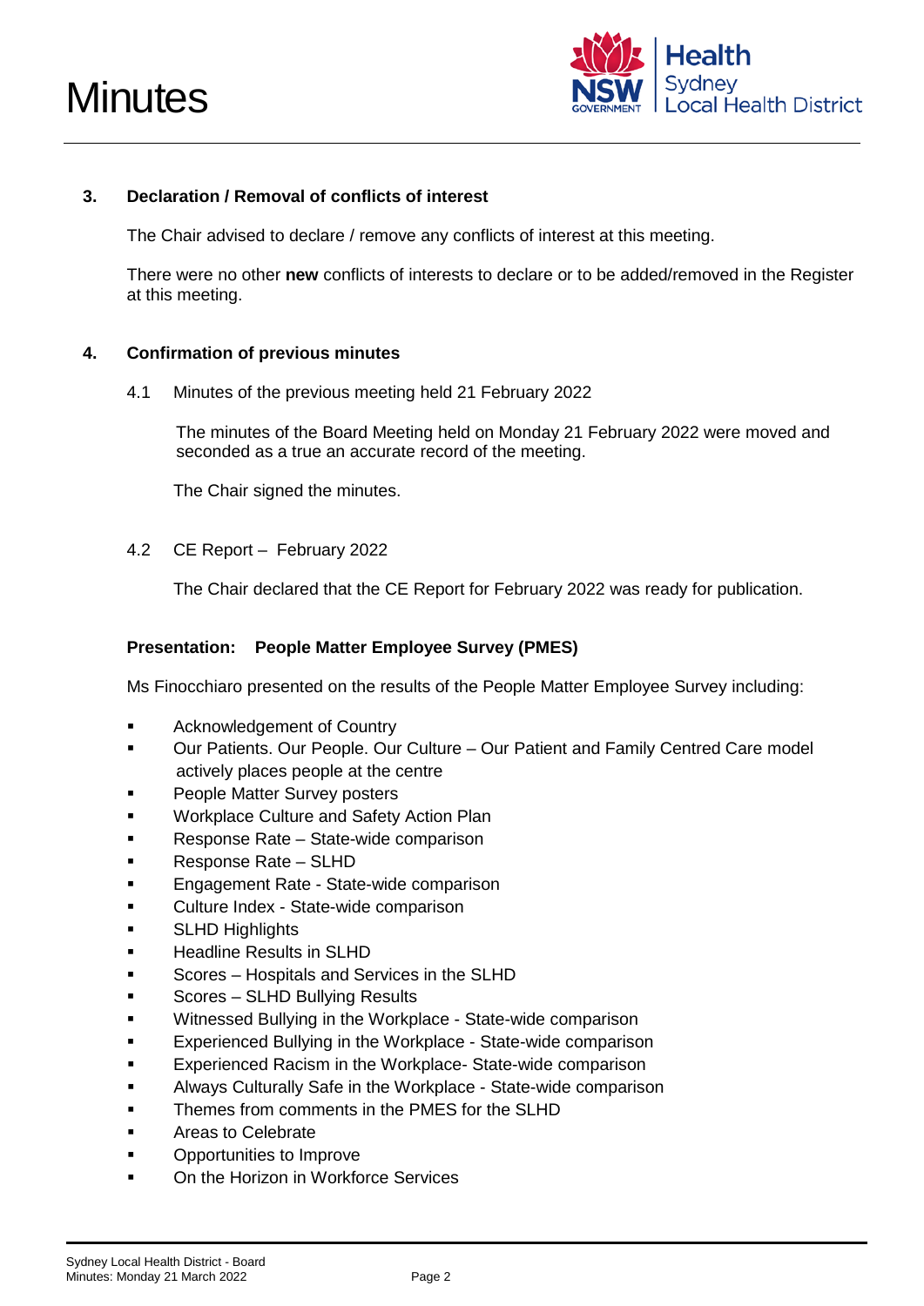## 3. Declaration / Removal of conflicts of interest

The Chair advised to declare / remove any conflicts of interest at this meeting.

There were no other **new** conflicts of interests to declare or to be added/removed in the Register at this meeting.

## 4. Confirmation of previous minutes

4.1 Minutes of the previous meeting held 21 February 2022

The minutes of the Board Meeting held on Monday 21 February 2022 were moved and seconded as a true an accurate record of the meeting.

The Chair signed the minutes.

4.2 CE Report – February 2022

The Chair declared that the CE Report for February 2022 was ready for publication.

**Presentation: People Matter Employee Survey (PMES)**

Ms Finocchiaro presented on the results of the People Matter Employee Survey including:

- Acknowledgement of Country
- Our Patients. Our People. Our Culture – Our Patient and Family Centred Care model actively places people at the centre
- People Matter Survey posters
- Workplace Culture and Safety Action Plan
- Response Rate – State-wide comparison
- Response Rate – SLHD
- Engagement Rate - State-wide comparison
- Culture Index - State-wide comparison
- SLHD Highlights
- Headline Results in SLHD
- Scores – Hospitals and Services in the SLHD
- Scores – SLHD Bullying Results
- Witnessed Bullying in the Workplace - State-wide comparison
- Experienced Bullying in the Workplace - State-wide comparison
- Experienced Racism in the Workplace- State-wide comparison
- Always Culturally Safe in the Workplace - State-wide comparison
- Themes from comments in the PMES for the SLHD
- Areas to Celebrate
- Opportunities to Improve
- On the Horizon in Workforce Services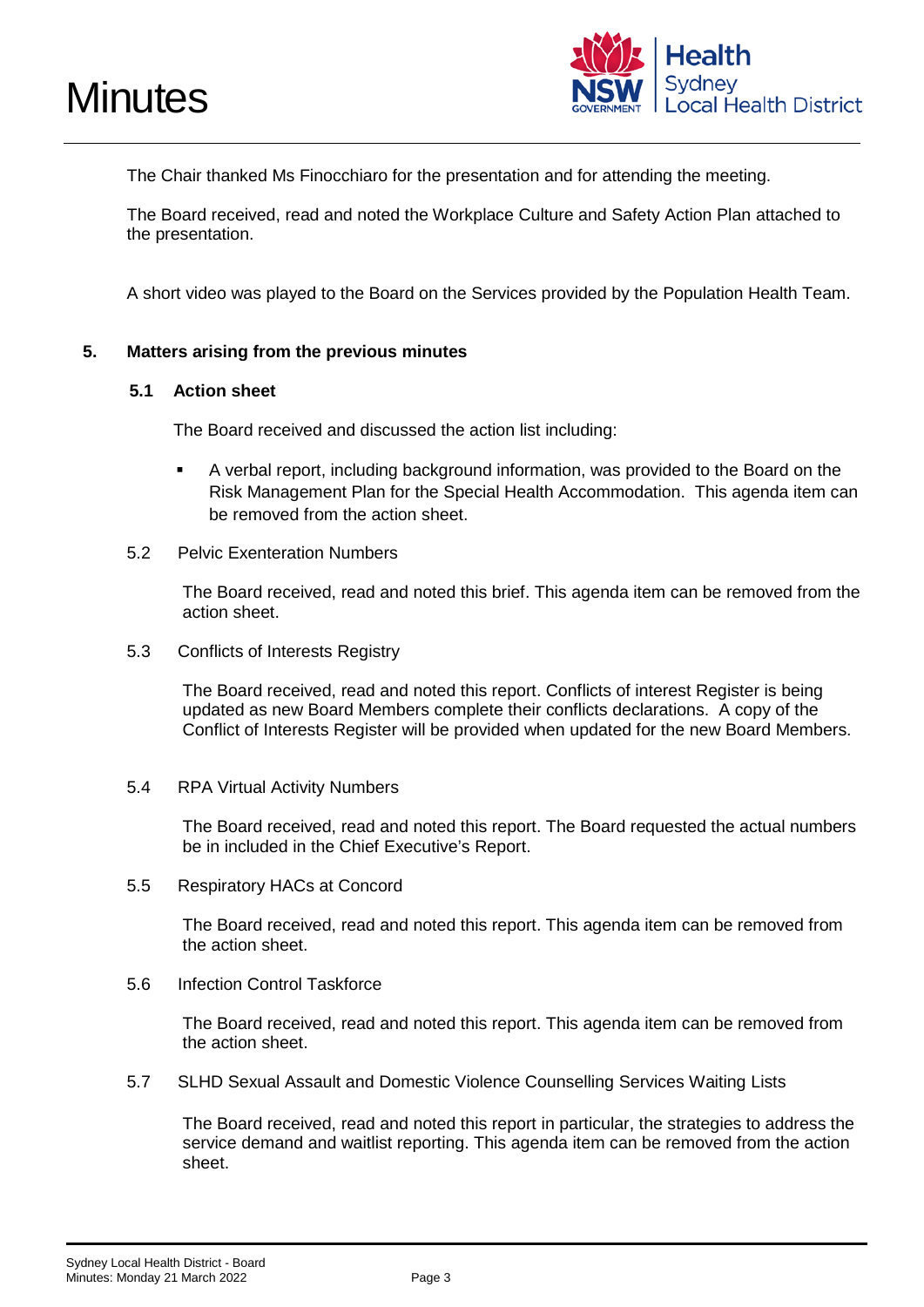The Chair thanked Ms Finocchiaro for the presentation and for attending the meeting.

The Board received, read and noted the Workplace Culture and Safety Action Plan attached to the presentation.

A short video was played to the Board on the Services provided by the Population Health Team.

## 5. Matters arising from the previous minutes

### 5.1 Action sheet

The Board received and discussed the action list including:

- A verbal report, including background information, was provided to the Board on the Risk Management Plan for the Special Health Accommodation. This agenda item can be removed from the action sheet.

### 5.2 Pelvic Exenteration Numbers

The Board received, read and noted this brief. This agenda item can be removed from the action sheet.

### 5.3 Conflicts of Interests Registry

The Board received, read and noted this report. Conflicts of interest Register is being updated as new Board Members complete their conflicts declarations. A copy of the Conflict of Interests Register will be provided when updated for the new Board Members.

### 5.4 RPA Virtual Activity Numbers

The Board received, read and noted this report. The Board requested the actual numbers be in included in the Chief Executive's Report.

### 5.5 Respiratory HACs at Concord

The Board received, read and noted this report. This agenda item can be removed from the action sheet.

### 5.6 Infection Control Taskforce

The Board received, read and noted this report. This agenda item can be removed from the action sheet.

### 5.7 SLHD Sexual Assault and Domestic Violence Counselling Services Waiting Lists

The Board received, read and noted this report in particular, the strategies to address the service demand and waitlist reporting. This agenda item can be removed from the action sheet.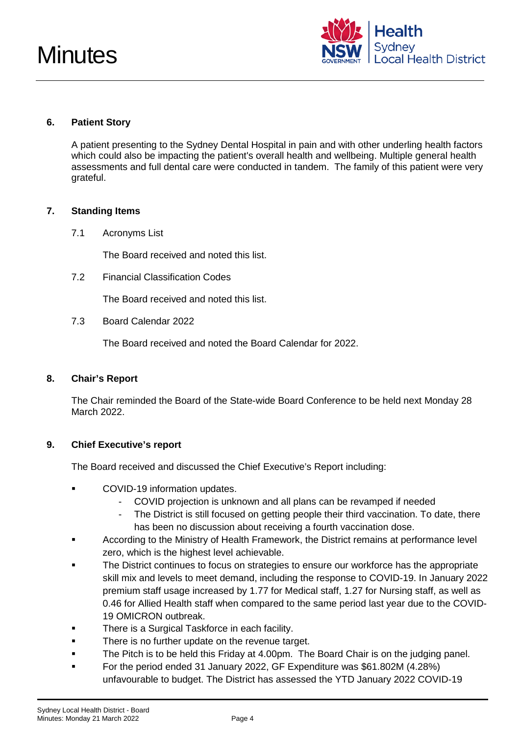## 6. Patient Story

A patient presenting to the Sydney Dental Hospital in pain and with other underling health factors which could also be impacting the patient's overall health and wellbeing. Multiple general health assessments and full dental care were conducted in tandem. The family of this patient were very grateful.

## 7. Standing Items

7.1 Acronyms List

The Board received and noted this list.

7.2 Financial Classification Codes

The Board received and noted this list.

7.3 Board Calendar 2022

The Board received and noted the Board Calendar for 2022.

## 8. Chair's Report

The Chair reminded the Board of the State-wide Board Conference to be held next Monday 28 March 2022.

## 9. Chief Executive's report

The Board received and discussed the Chief Executive's Report including:

- COVID-19 information updates.
  - COVID projection is unknown and all plans can be revamped if needed
  - The District is still focused on getting people their third vaccination. To date, there has been no discussion about receiving a fourth vaccination dose.
- According to the Ministry of Health Framework, the District remains at performance level zero, which is the highest level achievable.
- The District continues to focus on strategies to ensure our workforce has the appropriate skill mix and levels to meet demand, including the response to COVID-19. In January 2022 premium staff usage increased by 1.77 for Medical staff, 1.27 for Nursing staff, as well as 0.46 for Allied Health staff when compared to the same period last year due to the COVID-19 OMICRON outbreak.
- There is a Surgical Taskforce in each facility.
- There is no further update on the revenue target.
- The Pitch is to be held this Friday at 4.00pm. The Board Chair is on the judging panel.
- For the period ended 31 January 2022, GF Expenditure was $61.802M (4.28%) unfavourable to budget. The District has assessed the YTD January 2022 COVID-19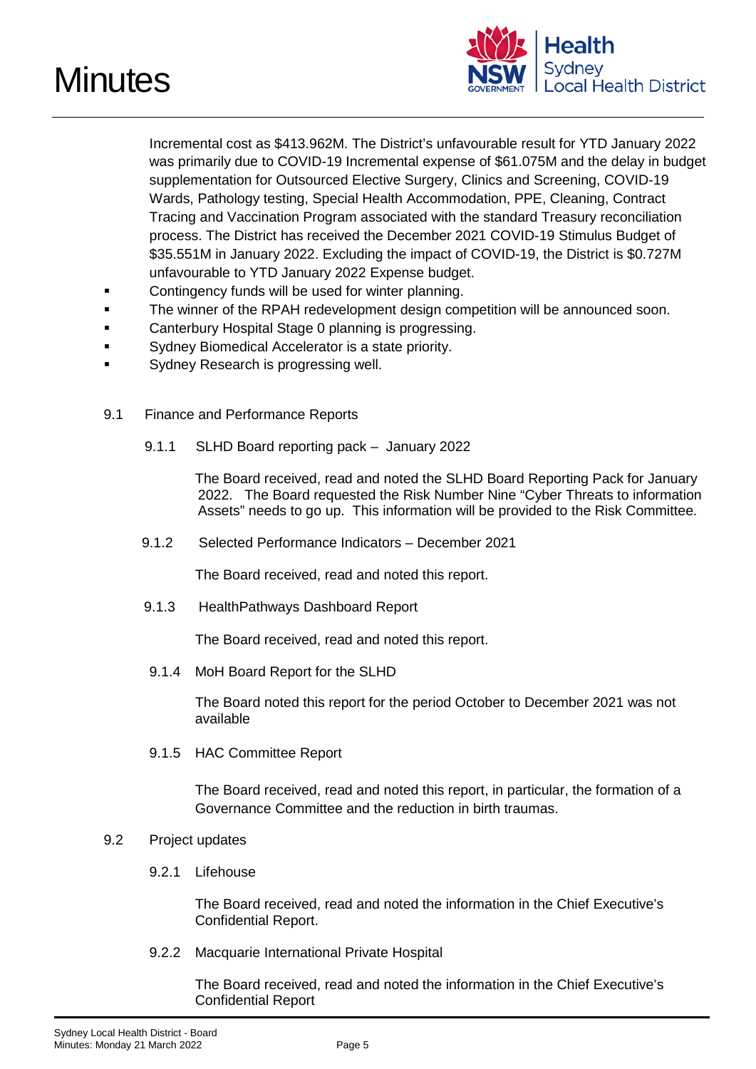Incremental cost as $413.962M. The District's unfavourable result for YTD January 2022 was primarily due to COVID-19 Incremental expense of $61.075M and the delay in budget supplementation for Outsourced Elective Surgery, Clinics and Screening, COVID-19 Wards, Pathology testing, Special Health Accommodation, PPE, Cleaning, Contract Tracing and Vaccination Program associated with the standard Treasury reconciliation process. The District has received the December 2021 COVID-19 Stimulus Budget of $35.551M in January 2022. Excluding the impact of COVID-19, the District is $0.727M unfavourable to YTD January 2022 Expense budget.

- Contingency funds will be used for winter planning.
- The winner of the RPAH redevelopment design competition will be announced soon.
- Canterbury Hospital Stage 0 planning is progressing.
- Sydney Biomedical Accelerator is a state priority.
- Sydney Research is progressing well.

9.1 Finance and Performance Reports

9.1.1 SLHD Board reporting pack – January 2022

The Board received, read and noted the SLHD Board Reporting Pack for January 2022. The Board requested the Risk Number Nine "Cyber Threats to information Assets" needs to go up. This information will be provided to the Risk Committee.

9.1.2 Selected Performance Indicators – December 2021

The Board received, read and noted this report.

9.1.3 HealthPathways Dashboard Report

The Board received, read and noted this report.

9.1.4 MoH Board Report for the SLHD

The Board noted this report for the period October to December 2021 was not available

9.1.5 HAC Committee Report

The Board received, read and noted this report, in particular, the formation of a Governance Committee and the reduction in birth traumas.

9.2 Project updates

9.2.1 Lifehouse

The Board received, read and noted the information in the Chief Executive's Confidential Report.

9.2.2 Macquarie International Private Hospital

The Board received, read and noted the information in the Chief Executive's Confidential Report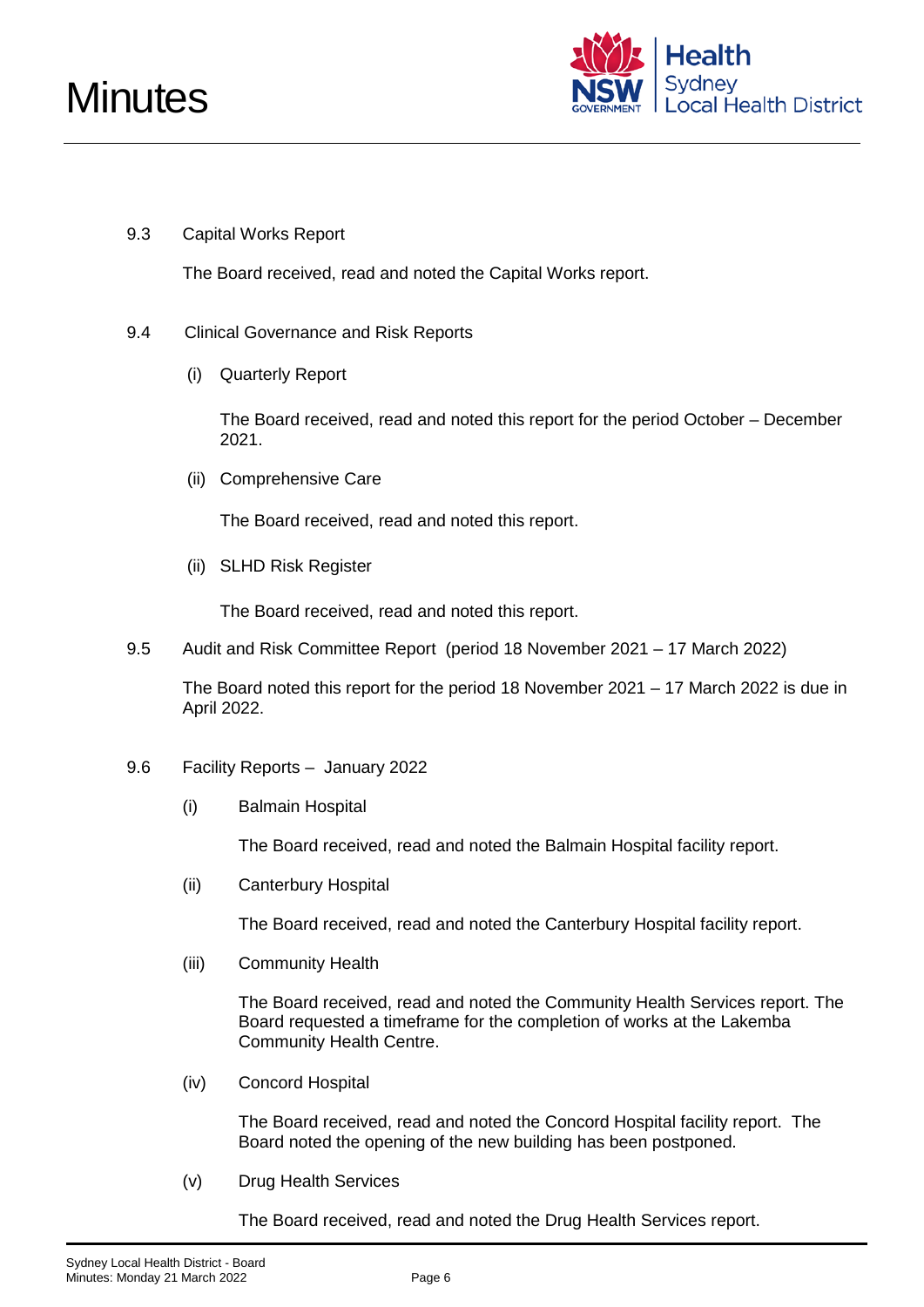9.3 Capital Works Report

The Board received, read and noted the Capital Works report.

9.4 Clinical Governance and Risk Reports

(i) Quarterly Report

The Board received, read and noted this report for the period October – December 2021.

(ii) Comprehensive Care

The Board received, read and noted this report.

(ii) SLHD Risk Register

The Board received, read and noted this report.

9.5 Audit and Risk Committee Report (period 18 November 2021 – 17 March 2022)

The Board noted this report for the period 18 November 2021 – 17 March 2022 is due in April 2022.

9.6 Facility Reports – January 2022

(i) Balmain Hospital

The Board received, read and noted the Balmain Hospital facility report.

(ii) Canterbury Hospital

The Board received, read and noted the Canterbury Hospital facility report.

(iii) Community Health

The Board received, read and noted the Community Health Services report. The Board requested a timeframe for the completion of works at the Lakemba Community Health Centre.

(iv) Concord Hospital

The Board received, read and noted the Concord Hospital facility report. The Board noted the opening of the new building has been postponed.

(v) Drug Health Services

The Board received, read and noted the Drug Health Services report.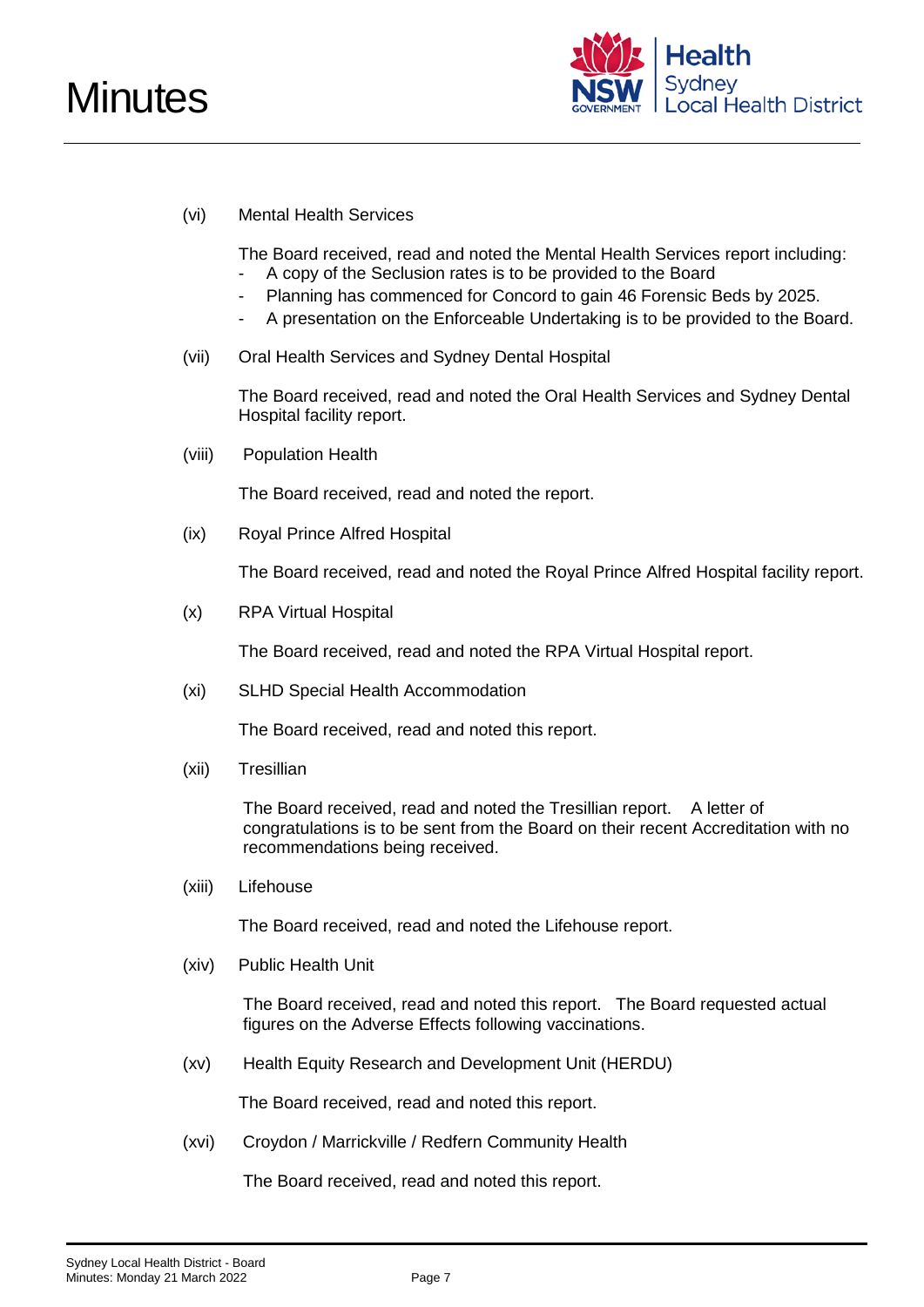(vi) Mental Health Services

The Board received, read and noted the Mental Health Services report including:

- A copy of the Seclusion rates is to be provided to the Board
- Planning has commenced for Concord to gain 46 Forensic Beds by 2025.
- A presentation on the Enforceable Undertaking is to be provided to the Board.

(vii) Oral Health Services and Sydney Dental Hospital

The Board received, read and noted the Oral Health Services and Sydney Dental Hospital facility report.

(viii) Population Health

The Board received, read and noted the report.

(ix) Royal Prince Alfred Hospital

The Board received, read and noted the Royal Prince Alfred Hospital facility report.

(x) RPA Virtual Hospital

The Board received, read and noted the RPA Virtual Hospital report.

(xi) SLHD Special Health Accommodation

The Board received, read and noted this report.

(xii) Tresillian

The Board received, read and noted the Tresillian report. A letter of congratulations is to be sent from the Board on their recent Accreditation with no recommendations being received.

(xiii) Lifehouse

The Board received, read and noted the Lifehouse report.

(xiv) Public Health Unit

The Board received, read and noted this report. The Board requested actual figures on the Adverse Effects following vaccinations.

(xv) Health Equity Research and Development Unit (HERDU)

The Board received, read and noted this report.

(xvi) Croydon / Marrickville / Redfern Community Health

The Board received, read and noted this report.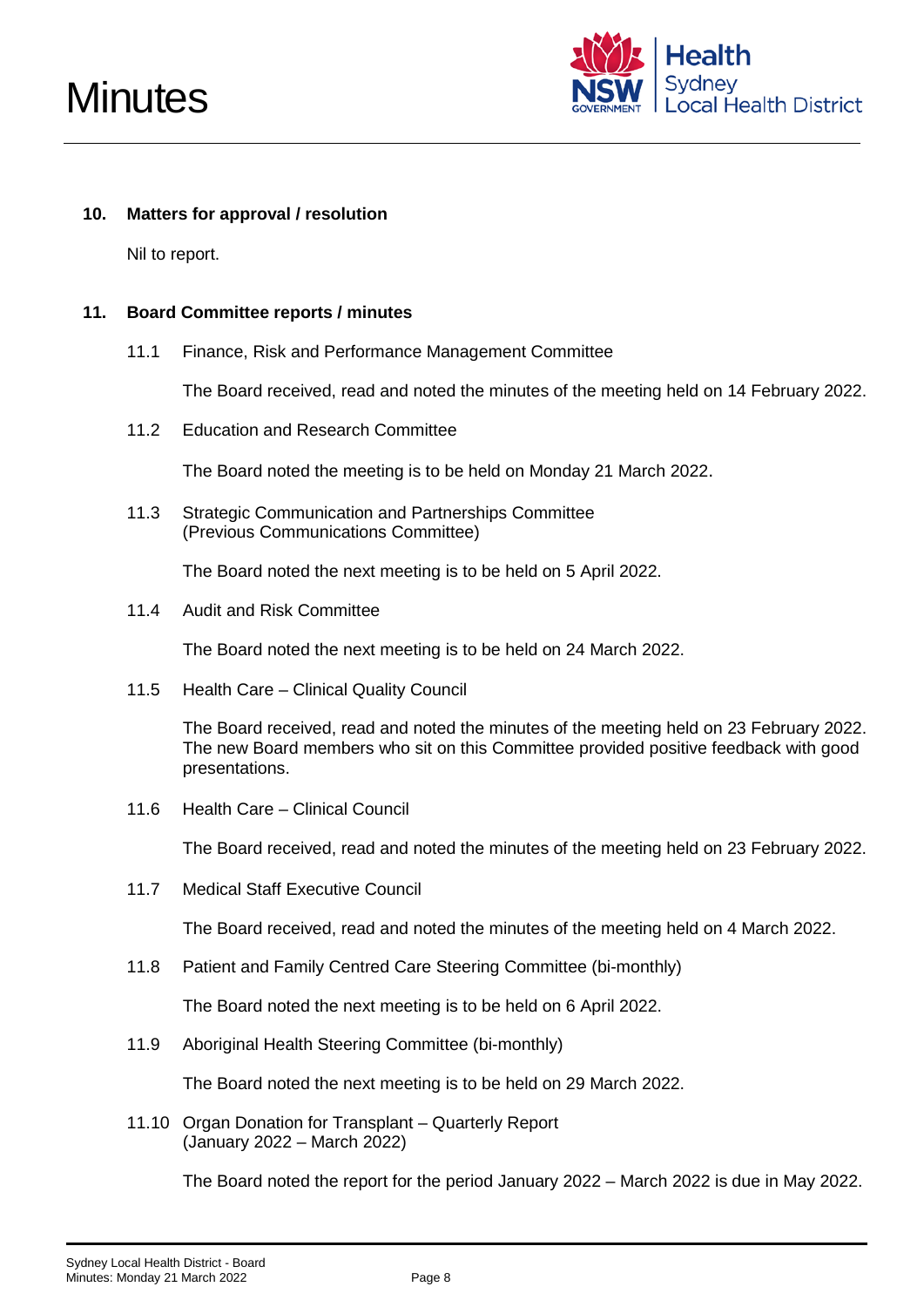## 10. Matters for approval / resolution

Nil to report.

## 11. Board Committee reports / minutes

11.1 Finance, Risk and Performance Management Committee

The Board received, read and noted the minutes of the meeting held on 14 February 2022.

11.2 Education and Research Committee

The Board noted the meeting is to be held on Monday 21 March 2022.

11.3 Strategic Communication and Partnerships Committee
(Previous Communications Committee)

The Board noted the next meeting is to be held on 5 April 2022.

11.4 Audit and Risk Committee

The Board noted the next meeting is to be held on 24 March 2022.

11.5 Health Care – Clinical Quality Council

The Board received, read and noted the minutes of the meeting held on 23 February 2022. The new Board members who sit on this Committee provided positive feedback with good presentations.

11.6 Health Care – Clinical Council

The Board received, read and noted the minutes of the meeting held on 23 February 2022.

11.7 Medical Staff Executive Council

The Board received, read and noted the minutes of the meeting held on 4 March 2022.

11.8 Patient and Family Centred Care Steering Committee (bi-monthly)

The Board noted the next meeting is to be held on 6 April 2022.

11.9 Aboriginal Health Steering Committee (bi-monthly)

The Board noted the next meeting is to be held on 29 March 2022.

11.10 Organ Donation for Transplant – Quarterly Report
(January 2022 – March 2022)

The Board noted the report for the period January 2022 – March 2022 is due in May 2022.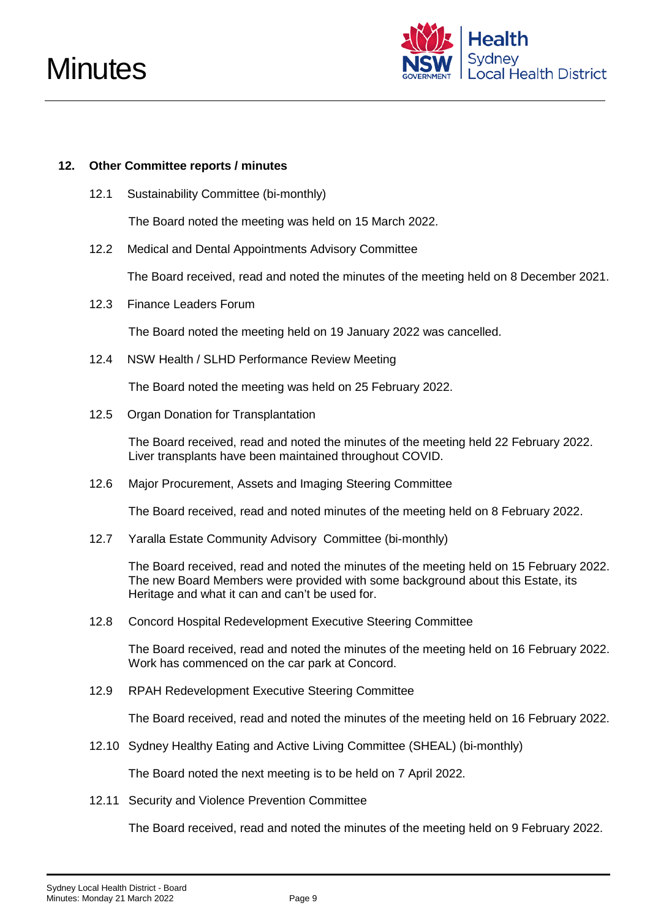## 12. Other Committee reports / minutes

### 12.1 Sustainability Committee (bi-monthly)

The Board noted the meeting was held on 15 March 2022.

### 12.2 Medical and Dental Appointments Advisory Committee

The Board received, read and noted the minutes of the meeting held on 8 December 2021.

### 12.3 Finance Leaders Forum

The Board noted the meeting held on 19 January 2022 was cancelled.

### 12.4 NSW Health / SLHD Performance Review Meeting

The Board noted the meeting was held on 25 February 2022.

### 12.5 Organ Donation for Transplantation

The Board received, read and noted the minutes of the meeting held 22 February 2022. Liver transplants have been maintained throughout COVID.

### 12.6 Major Procurement, Assets and Imaging Steering Committee

The Board received, read and noted minutes of the meeting held on 8 February 2022.

### 12.7 Yaralla Estate Community Advisory Committee (bi-monthly)

The Board received, read and noted the minutes of the meeting held on 15 February 2022. The new Board Members were provided with some background about this Estate, its Heritage and what it can and can't be used for.

### 12.8 Concord Hospital Redevelopment Executive Steering Committee

The Board received, read and noted the minutes of the meeting held on 16 February 2022. Work has commenced on the car park at Concord.

### 12.9 RPAH Redevelopment Executive Steering Committee

The Board received, read and noted the minutes of the meeting held on 16 February 2022.

### 12.10 Sydney Healthy Eating and Active Living Committee (SHEAL) (bi-monthly)

The Board noted the next meeting is to be held on 7 April 2022.

### 12.11 Security and Violence Prevention Committee

The Board received, read and noted the minutes of the meeting held on 9 February 2022.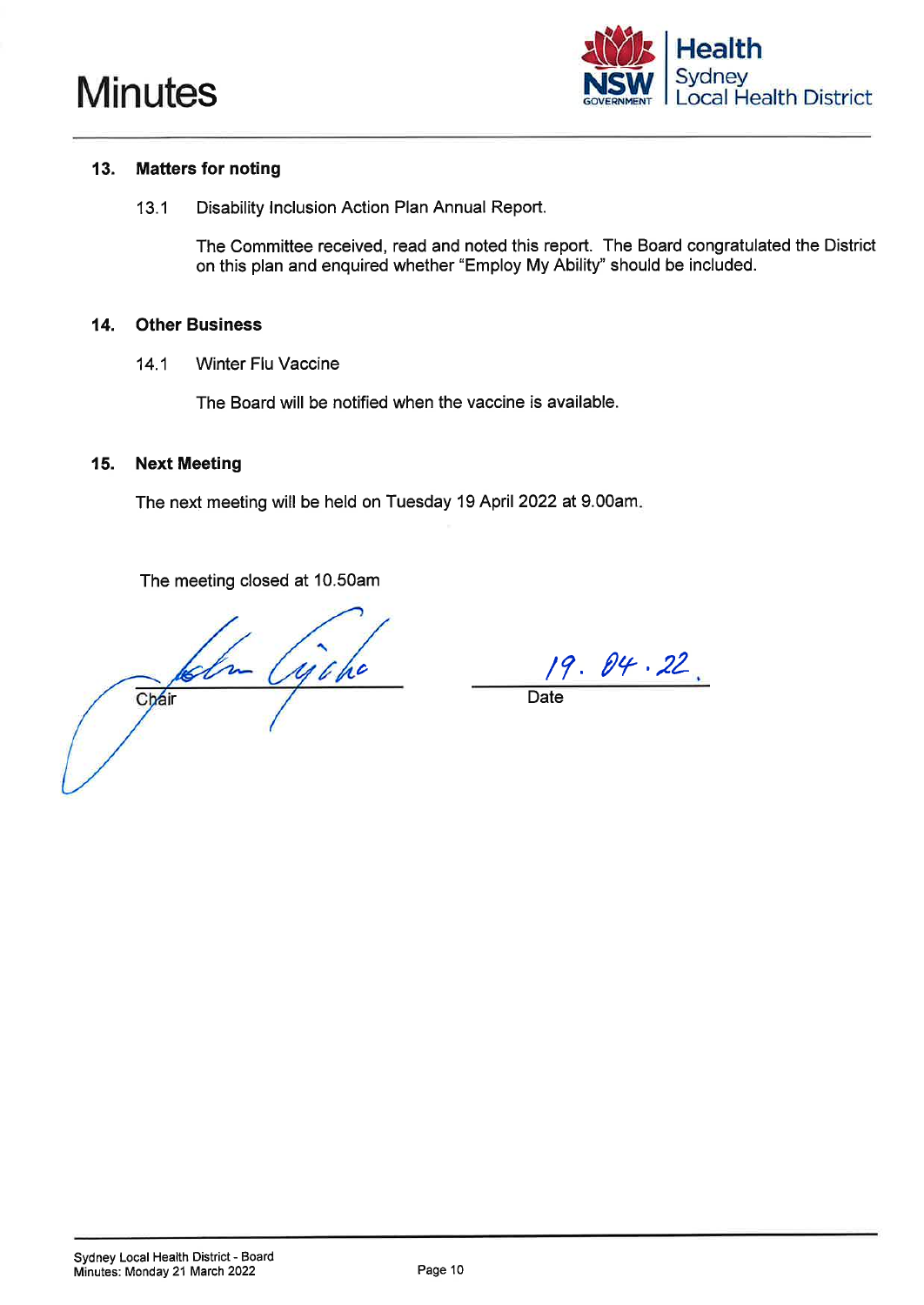**13. Matters for noting**

13.1 Disability Inclusion Action Plan Annual Report.

The Committee received, read and noted this report. The Board congratulated the District on this plan and enquired whether "Employ My Ability" should be included.

**14. Other Business**

14.1 Winter Flu Vaccine

The Board will be notified when the vaccine is available.

**15. Next Meeting**

The next meeting will be held on Tuesday 19 April 2022 at 9.00am.

The meeting closed at 10.50am

Chair: [signature] Date: 19.04.22.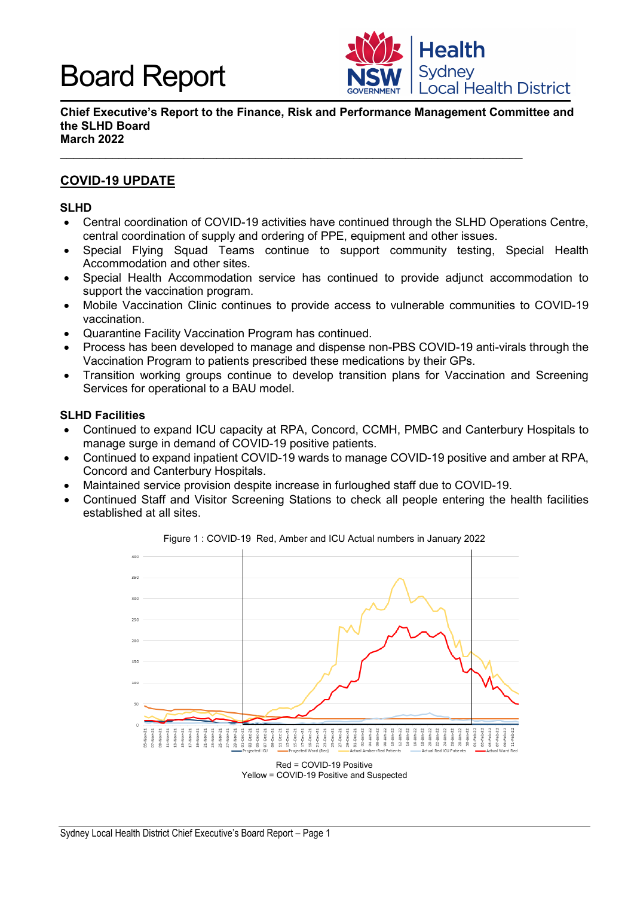# Board Report

**Chief Executive's Report to the Finance, Risk and Performance Management Committee and the SLHD Board**
**March 2022**

---

## COVID-19 UPDATE

### SLHD

- Central coordination of COVID-19 activities have continued through the SLHD Operations Centre, central coordination of supply and ordering of PPE, equipment and other issues.
- Special Flying Squad Teams continue to support community testing, Special Health Accommodation and other sites.
- Special Health Accommodation service has continued to provide adjunct accommodation to support the vaccination program.
- Mobile Vaccination Clinic continues to provide access to vulnerable communities to COVID-19 vaccination.
- Quarantine Facility Vaccination Program has continued.
- Process has been developed to manage and dispense non-PBS COVID-19 anti-virals through the Vaccination Program to patients prescribed these medications by their GPs.
- Transition working groups continue to develop transition plans for Vaccination and Screening Services for operational to a BAU model.

### SLHD Facilities

- Continued to expand ICU capacity at RPA, Concord, CCMH, PMBC and Canterbury Hospitals to manage surge in demand of COVID-19 positive patients.
- Continued to expand inpatient COVID-19 wards to manage COVID-19 positive and amber at RPA, Concord and Canterbury Hospitals.
- Maintained service provision despite increase in furloughed staff due to COVID-19.
- Continued Staff and Visitor Screening Stations to check all people entering the health facilities established at all sites.

Figure 1 : COVID-19 Red, Amber and ICU Actual numbers in January 2022

Red = COVID-19 Positive
Yellow = COVID-19 Positive and Suspected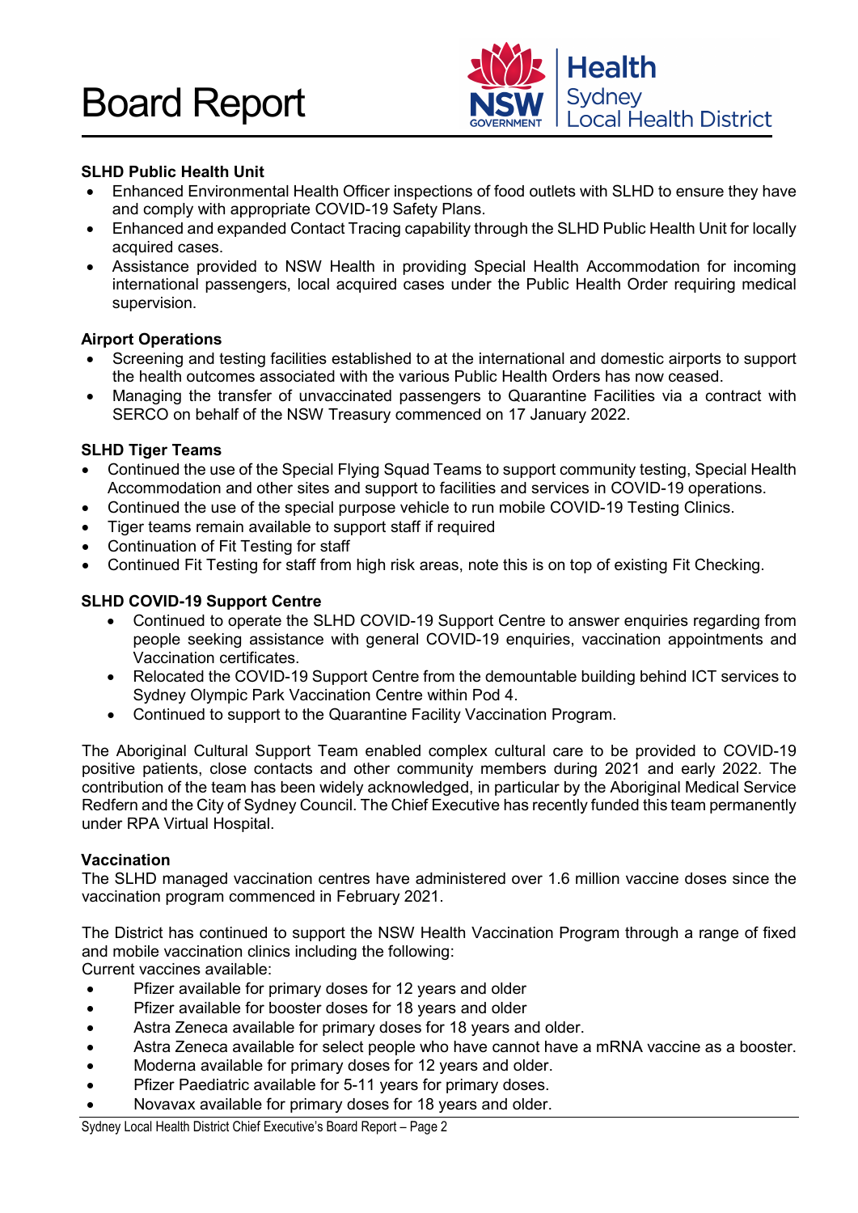**SLHD Public Health Unit**

- Enhanced Environmental Health Officer inspections of food outlets with SLHD to ensure they have and comply with appropriate COVID-19 Safety Plans.
- Enhanced and expanded Contact Tracing capability through the SLHD Public Health Unit for locally acquired cases.
- Assistance provided to NSW Health in providing Special Health Accommodation for incoming international passengers, local acquired cases under the Public Health Order requiring medical supervision.

**Airport Operations**

- Screening and testing facilities established to at the international and domestic airports to support the health outcomes associated with the various Public Health Orders has now ceased.
- Managing the transfer of unvaccinated passengers to Quarantine Facilities via a contract with SERCO on behalf of the NSW Treasury commenced on 17 January 2022.

**SLHD Tiger Teams**

- Continued the use of the Special Flying Squad Teams to support community testing, Special Health Accommodation and other sites and support to facilities and services in COVID-19 operations.
- Continued the use of the special purpose vehicle to run mobile COVID-19 Testing Clinics.
- Tiger teams remain available to support staff if required
- Continuation of Fit Testing for staff
- Continued Fit Testing for staff from high risk areas, note this is on top of existing Fit Checking.

**SLHD COVID-19 Support Centre**

- Continued to operate the SLHD COVID-19 Support Centre to answer enquiries regarding from people seeking assistance with general COVID-19 enquiries, vaccination appointments and Vaccination certificates.
- Relocated the COVID-19 Support Centre from the demountable building behind ICT services to Sydney Olympic Park Vaccination Centre within Pod 4.
- Continued to support to the Quarantine Facility Vaccination Program.

The Aboriginal Cultural Support Team enabled complex cultural care to be provided to COVID-19 positive patients, close contacts and other community members during 2021 and early 2022. The contribution of the team has been widely acknowledged, in particular by the Aboriginal Medical Service Redfern and the City of Sydney Council. The Chief Executive has recently funded this team permanently under RPA Virtual Hospital.

**Vaccination**

The SLHD managed vaccination centres have administered over 1.6 million vaccine doses since the vaccination program commenced in February 2021.

The District has continued to support the NSW Health Vaccination Program through a range of fixed and mobile vaccination clinics including the following:

Current vaccines available:

- Pfizer available for primary doses for 12 years and older
- Pfizer available for booster doses for 18 years and older
- Astra Zeneca available for primary doses for 18 years and older.
- Astra Zeneca available for select people who have cannot have a mRNA vaccine as a booster.
- Moderna available for primary doses for 12 years and older.
- Pfizer Paediatric available for 5-11 years for primary doses.
- Novavax available for primary doses for 18 years and older.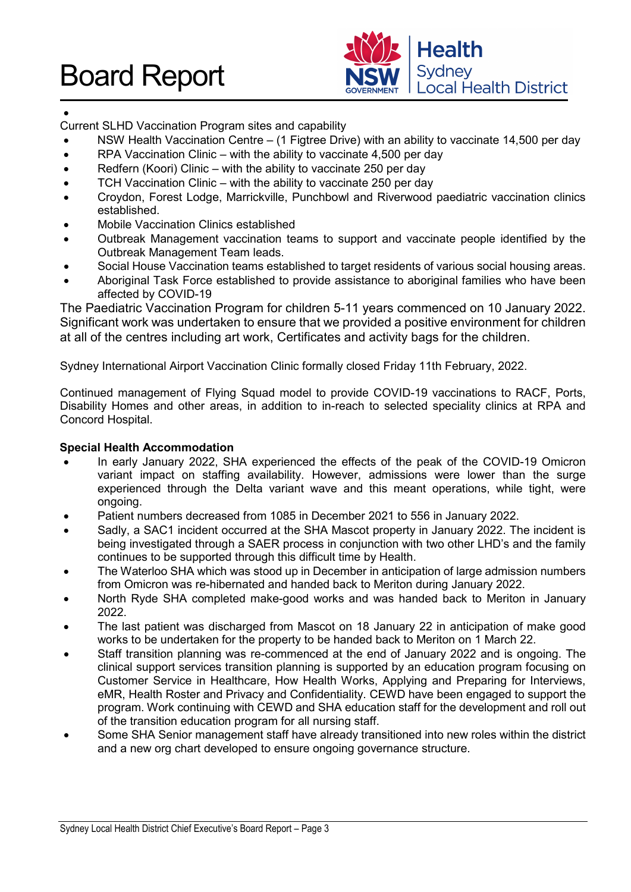Current SLHD Vaccination Program sites and capability

- NSW Health Vaccination Centre – (1 Figtree Drive) with an ability to vaccinate 14,500 per day
- RPA Vaccination Clinic – with the ability to vaccinate 4,500 per day
- Redfern (Koori) Clinic – with the ability to vaccinate 250 per day
- TCH Vaccination Clinic – with the ability to vaccinate 250 per day
- Croydon, Forest Lodge, Marrickville, Punchbowl and Riverwood paediatric vaccination clinics established.
- Mobile Vaccination Clinics established
- Outbreak Management vaccination teams to support and vaccinate people identified by the Outbreak Management Team leads.
- Social House Vaccination teams established to target residents of various social housing areas.
- Aboriginal Task Force established to provide assistance to aboriginal families who have been affected by COVID-19

The Paediatric Vaccination Program for children 5-11 years commenced on 10 January 2022. Significant work was undertaken to ensure that we provided a positive environment for children at all of the centres including art work, Certificates and activity bags for the children.

Sydney International Airport Vaccination Clinic formally closed Friday 11th February, 2022.

Continued management of Flying Squad model to provide COVID-19 vaccinations to RACF, Ports, Disability Homes and other areas, in addition to in-reach to selected speciality clinics at RPA and Concord Hospital.

**Special Health Accommodation**

- In early January 2022, SHA experienced the effects of the peak of the COVID-19 Omicron variant impact on staffing availability. However, admissions were lower than the surge experienced through the Delta variant wave and this meant operations, while tight, were ongoing.
- Patient numbers decreased from 1085 in December 2021 to 556 in January 2022.
- Sadly, a SAC1 incident occurred at the SHA Mascot property in January 2022. The incident is being investigated through a SAER process in conjunction with two other LHD's and the family continues to be supported through this difficult time by Health.
- The Waterloo SHA which was stood up in December in anticipation of large admission numbers from Omicron was re-hibernated and handed back to Meriton during January 2022.
- North Ryde SHA completed make-good works and was handed back to Meriton in January 2022.
- The last patient was discharged from Mascot on 18 January 22 in anticipation of make good works to be undertaken for the property to be handed back to Meriton on 1 March 22.
- Staff transition planning was re-commenced at the end of January 2022 and is ongoing. The clinical support services transition planning is supported by an education program focusing on Customer Service in Healthcare, How Health Works, Applying and Preparing for Interviews, eMR, Health Roster and Privacy and Confidentiality. CEWD have been engaged to support the program. Work continuing with CEWD and SHA education staff for the development and roll out of the transition education program for all nursing staff.
- Some SHA Senior management staff have already transitioned into new roles within the district and a new org chart developed to ensure ongoing governance structure.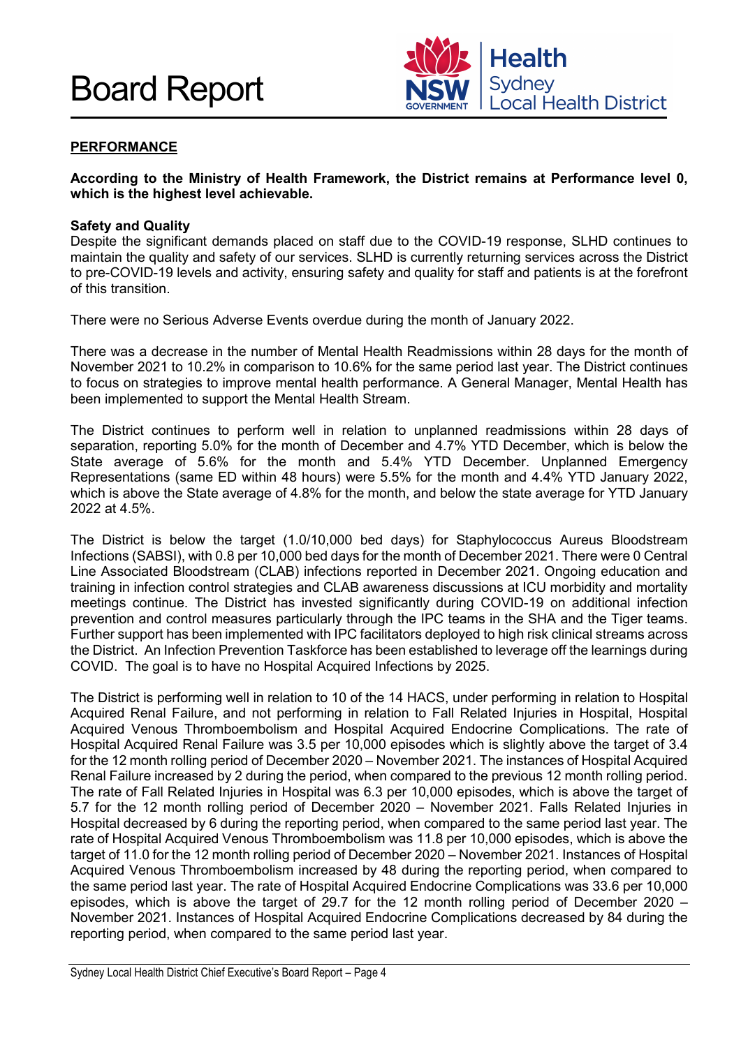**PERFORMANCE**

**According to the Ministry of Health Framework, the District remains at Performance level 0, which is the highest level achievable.**

**Safety and Quality**

Despite the significant demands placed on staff due to the COVID-19 response, SLHD continues to maintain the quality and safety of our services. SLHD is currently returning services across the District to pre-COVID-19 levels and activity, ensuring safety and quality for staff and patients is at the forefront of this transition.

There were no Serious Adverse Events overdue during the month of January 2022.

There was a decrease in the number of Mental Health Readmissions within 28 days for the month of November 2021 to 10.2% in comparison to 10.6% for the same period last year. The District continues to focus on strategies to improve mental health performance. A General Manager, Mental Health has been implemented to support the Mental Health Stream.

The District continues to perform well in relation to unplanned readmissions within 28 days of separation, reporting 5.0% for the month of December and 4.7% YTD December, which is below the State average of 5.6% for the month and 5.4% YTD December. Unplanned Emergency Representations (same ED within 48 hours) were 5.5% for the month and 4.4% YTD January 2022, which is above the State average of 4.8% for the month, and below the state average for YTD January 2022 at 4.5%.

The District is below the target (1.0/10,000 bed days) for Staphylococcus Aureus Bloodstream Infections (SABSI), with 0.8 per 10,000 bed days for the month of December 2021. There were 0 Central Line Associated Bloodstream (CLAB) infections reported in December 2021. Ongoing education and training in infection control strategies and CLAB awareness discussions at ICU morbidity and mortality meetings continue. The District has invested significantly during COVID-19 on additional infection prevention and control measures particularly through the IPC teams in the SHA and the Tiger teams. Further support has been implemented with IPC facilitators deployed to high risk clinical streams across the District. An Infection Prevention Taskforce has been established to leverage off the learnings during COVID. The goal is to have no Hospital Acquired Infections by 2025.

The District is performing well in relation to 10 of the 14 HACS, under performing in relation to Hospital Acquired Renal Failure, and not performing in relation to Fall Related Injuries in Hospital, Hospital Acquired Venous Thromboembolism and Hospital Acquired Endocrine Complications. The rate of Hospital Acquired Renal Failure was 3.5 per 10,000 episodes which is slightly above the target of 3.4 for the 12 month rolling period of December 2020 – November 2021. The instances of Hospital Acquired Renal Failure increased by 2 during the period, when compared to the previous 12 month rolling period. The rate of Fall Related Injuries in Hospital was 6.3 per 10,000 episodes, which is above the target of 5.7 for the 12 month rolling period of December 2020 – November 2021. Falls Related Injuries in Hospital decreased by 6 during the reporting period, when compared to the same period last year. The rate of Hospital Acquired Venous Thromboembolism was 11.8 per 10,000 episodes, which is above the target of 11.0 for the 12 month rolling period of December 2020 – November 2021. Instances of Hospital Acquired Venous Thromboembolism increased by 48 during the reporting period, when compared to the same period last year. The rate of Hospital Acquired Endocrine Complications was 33.6 per 10,000 episodes, which is above the target of 29.7 for the 12 month rolling period of December 2020 – November 2021. Instances of Hospital Acquired Endocrine Complications decreased by 84 during the reporting period, when compared to the same period last year.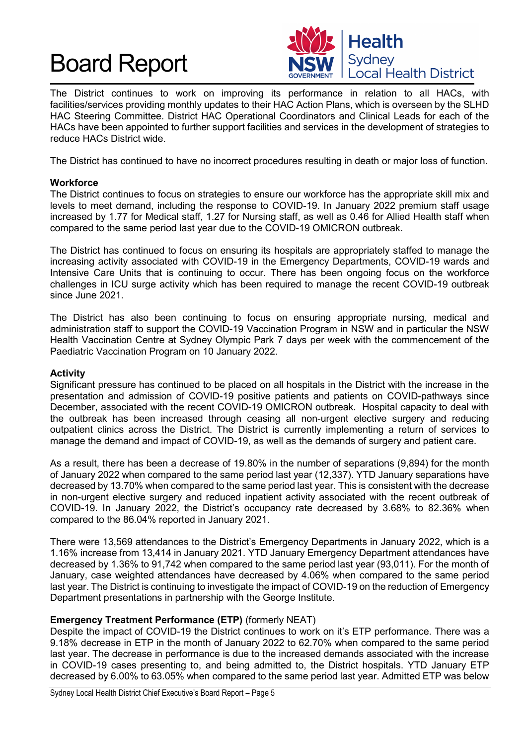The District continues to work on improving its performance in relation to all HACs, with facilities/services providing monthly updates to their HAC Action Plans, which is overseen by the SLHD HAC Steering Committee. District HAC Operational Coordinators and Clinical Leads for each of the HACs have been appointed to further support facilities and services in the development of strategies to reduce HACs District wide.

The District has continued to have no incorrect procedures resulting in death or major loss of function.

**Workforce**

The District continues to focus on strategies to ensure our workforce has the appropriate skill mix and levels to meet demand, including the response to COVID-19. In January 2022 premium staff usage increased by 1.77 for Medical staff, 1.27 for Nursing staff, as well as 0.46 for Allied Health staff when compared to the same period last year due to the COVID-19 OMICRON outbreak.

The District has continued to focus on ensuring its hospitals are appropriately staffed to manage the increasing activity associated with COVID-19 in the Emergency Departments, COVID-19 wards and Intensive Care Units that is continuing to occur. There has been ongoing focus on the workforce challenges in ICU surge activity which has been required to manage the recent COVID-19 outbreak since June 2021.

The District has also been continuing to focus on ensuring appropriate nursing, medical and administration staff to support the COVID-19 Vaccination Program in NSW and in particular the NSW Health Vaccination Centre at Sydney Olympic Park 7 days per week with the commencement of the Paediatric Vaccination Program on 10 January 2022.

**Activity**

Significant pressure has continued to be placed on all hospitals in the District with the increase in the presentation and admission of COVID-19 positive patients and patients on COVID-pathways since December, associated with the recent COVID-19 OMICRON outbreak. Hospital capacity to deal with the outbreak has been increased through ceasing all non-urgent elective surgery and reducing outpatient clinics across the District. The District is currently implementing a return of services to manage the demand and impact of COVID-19, as well as the demands of surgery and patient care.

As a result, there has been a decrease of 19.80% in the number of separations (9,894) for the month of January 2022 when compared to the same period last year (12,337). YTD January separations have decreased by 13.70% when compared to the same period last year. This is consistent with the decrease in non-urgent elective surgery and reduced inpatient activity associated with the recent outbreak of COVID-19. In January 2022, the District's occupancy rate decreased by 3.68% to 82.36% when compared to the 86.04% reported in January 2021.

There were 13,569 attendances to the District's Emergency Departments in January 2022, which is a 1.16% increase from 13,414 in January 2021. YTD January Emergency Department attendances have decreased by 1.36% to 91,742 when compared to the same period last year (93,011). For the month of January, case weighted attendances have decreased by 4.06% when compared to the same period last year. The District is continuing to investigate the impact of COVID-19 on the reduction of Emergency Department presentations in partnership with the George Institute.

**Emergency Treatment Performance (ETP)** (formerly NEAT)

Despite the impact of COVID-19 the District continues to work on it's ETP performance. There was a 9.18% decrease in ETP in the month of January 2022 to 62.70% when compared to the same period last year. The decrease in performance is due to the increased demands associated with the increase in COVID-19 cases presenting to, and being admitted to, the District hospitals. YTD January ETP decreased by 6.00% to 63.05% when compared to the same period last year. Admitted ETP was below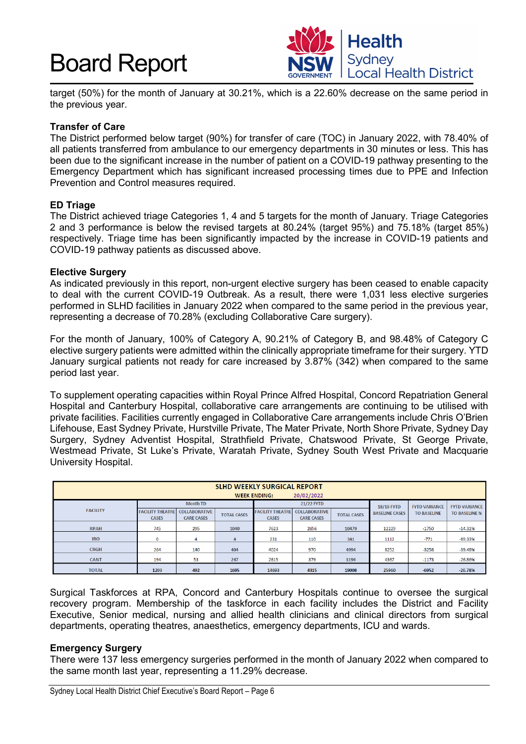target (50%) for the month of January at 30.21%, which is a 22.60% decrease on the same period in the previous year.

**Transfer of Care**

The District performed below target (90%) for transfer of care (TOC) in January 2022, with 78.40% of all patients transferred from ambulance to our emergency departments in 30 minutes or less. This has been due to the significant increase in the number of patient on a COVID-19 pathway presenting to the Emergency Department which has significant increased processing times due to PPE and Infection Prevention and Control measures required.

**ED Triage**

The District achieved triage Categories 1, 4 and 5 targets for the month of January. Triage Categories 2 and 3 performance is below the revised targets at 80.24% (target 95%) and 75.18% (target 85%) respectively. Triage time has been significantly impacted by the increase in COVID-19 patients and COVID-19 pathway patients as discussed above.

**Elective Surgery**

As indicated previously in this report, non-urgent elective surgery has been ceased to enable capacity to deal with the current COVID-19 Outbreak. As a result, there were 1,031 less elective surgeries performed in SLHD facilities in January 2022 when compared to the same period in the previous year, representing a decrease of 70.28% (excluding Collaborative Care surgery).

For the month of January, 100% of Category A, 90.21% of Category B, and 98.48% of Category C elective surgery patients were admitted within the clinically appropriate timeframe for their surgery. YTD January surgical patients not ready for care increased by 3.87% (342) when compared to the same period last year.

To supplement operating capacities within Royal Prince Alfred Hospital, Concord Repatriation General Hospital and Canterbury Hospital, collaborative care arrangements are continuing to be utilised with private facilities. Facilities currently engaged in Collaborative Care arrangements include Chris O'Brien Lifehouse, East Sydney Private, Hurstville Private, The Mater Private, North Shore Private, Sydney Day Surgery, Sydney Adventist Hospital, Strathfield Private, Chatswood Private, St George Private, Westmead Private, St Luke's Private, Waratah Private, Sydney South West Private and Macquarie University Hospital.

**SLHD WEEKLY SURGICAL REPORT**
**WEEK ENDING: 20/02/2022**

| FACILITY | Month TD | | | 21/22 FYTD | | | 18/19 FYTD BASELINE CASES | FYTD VARIANCE TO BASELINE | FYTD VARIANCE TO BASELINE % |
|---|---|---|---|---|---|---|---|---|---|
| | FACILITY THEATRE CASES | COLLABORATIVE CARE CASES | TOTAL CASES | FACILITY THEATRE CASES | COLLABORATIVE CARE CASES | TOTAL CASES | | | |
| RPAH | 745 | 295 | 1040 | 7623 | 2856 | 10479 | 12229 | -1750 | -14.31% |
| IRO | 0 | 4 | 4 | 231 | 110 | 341 | 1112 | -771 | -69.33% |
| CRGH | 264 | 140 | 404 | 4024 | 970 | 4994 | 8252 | -3258 | -39.48% |
| CANT | 194 | 53 | 247 | 2815 | 379 | 3194 | 4367 | -1173 | -26.86% |
| TOTAL | 1203 | 492 | 1695 | 14693 | 4315 | 19008 | 25960 | -6952 | -26.78% |

Surgical Taskforces at RPA, Concord and Canterbury Hospitals continue to oversee the surgical recovery program. Membership of the taskforce in each facility includes the District and Facility Executive, Senior medical, nursing and allied health clinicians and clinical directors from surgical departments, operating theatres, anaesthetics, emergency departments, ICU and wards.

**Emergency Surgery**

There were 137 less emergency surgeries performed in the month of January 2022 when compared to the same month last year, representing a 11.29% decrease.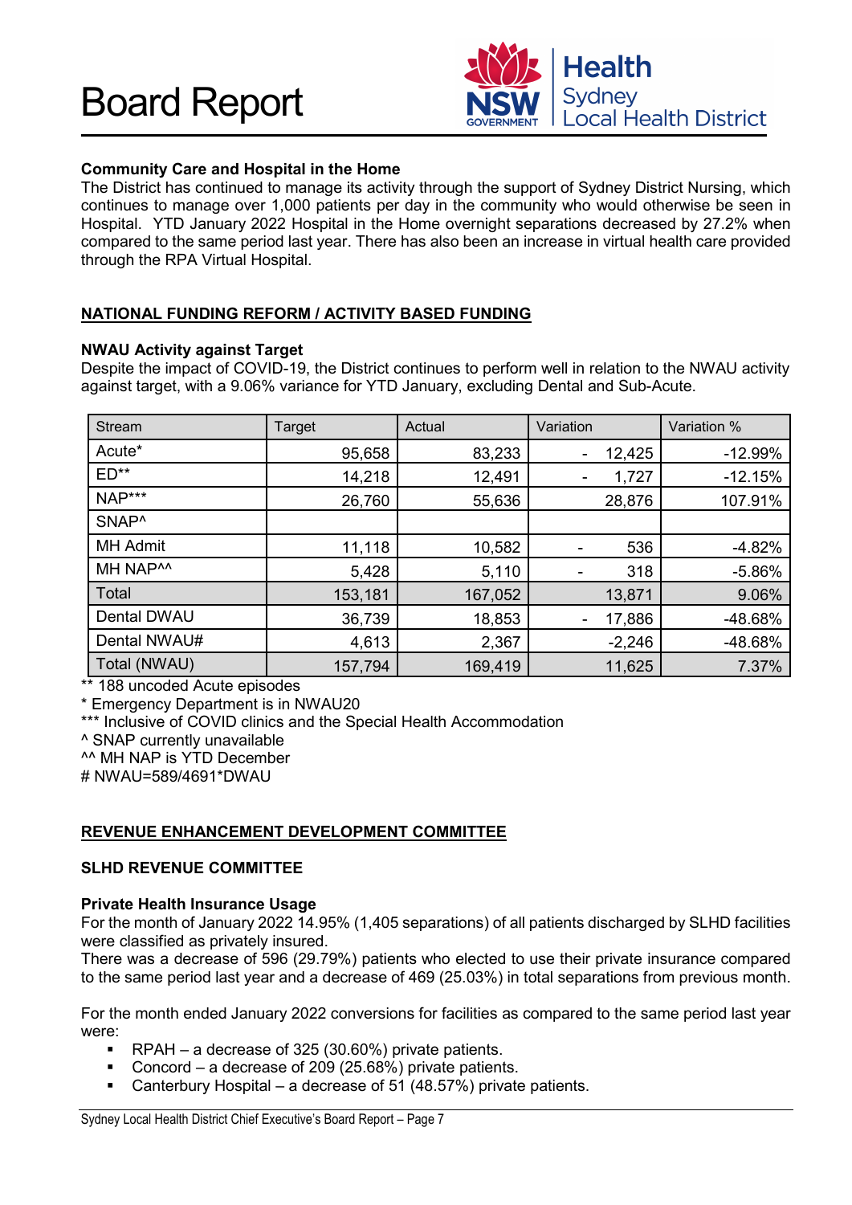**Community Care and Hospital in the Home**

The District has continued to manage its activity through the support of Sydney District Nursing, which continues to manage over 1,000 patients per day in the community who would otherwise be seen in Hospital. YTD January 2022 Hospital in the Home overnight separations decreased by 27.2% when compared to the same period last year. There has also been an increase in virtual health care provided through the RPA Virtual Hospital.

## NATIONAL FUNDING REFORM / ACTIVITY BASED FUNDING

**NWAU Activity against Target**

Despite the impact of COVID-19, the District continues to perform well in relation to the NWAU activity against target, with a 9.06% variance for YTD January, excluding Dental and Sub-Acute.

| Stream | Target | Actual | Variation | Variation % |
|---|---|---|---|---|
| Acute* | 95,658 | 83,233 | - 12,425 | -12.99% |
| ED** | 14,218 | 12,491 | - 1,727 | -12.15% |
| NAP*** | 26,760 | 55,636 | 28,876 | 107.91% |
| SNAP^ | | | | |
| MH Admit | 11,118 | 10,582 | - 536 | -4.82% |
| MH NAP^^ | 5,428 | 5,110 | - 318 | -5.86% |
| Total | 153,181 | 167,052 | 13,871 | 9.06% |
| Dental DWAU | 36,739 | 18,853 | - 17,886 | -48.68% |
| Dental NWAU# | 4,613 | 2,367 | -2,246 | -48.68% |
| Total (NWAU) | 157,794 | 169,419 | 11,625 | 7.37% |

** 188 uncoded Acute episodes
* Emergency Department is in NWAU20
*** Inclusive of COVID clinics and the Special Health Accommodation
^ SNAP currently unavailable
^^ MH NAP is YTD December
# NWAU=589/4691*DWAU

## REVENUE ENHANCEMENT DEVELOPMENT COMMITTEE

**SLHD REVENUE COMMITTEE**

**Private Health Insurance Usage**

For the month of January 2022 14.95% (1,405 separations) of all patients discharged by SLHD facilities were classified as privately insured.

There was a decrease of 596 (29.79%) patients who elected to use their private insurance compared to the same period last year and a decrease of 469 (25.03%) in total separations from previous month.

For the month ended January 2022 conversions for facilities as compared to the same period last year were:

- RPAH – a decrease of 325 (30.60%) private patients.
- Concord – a decrease of 209 (25.68%) private patients.
- Canterbury Hospital – a decrease of 51 (48.57%) private patients.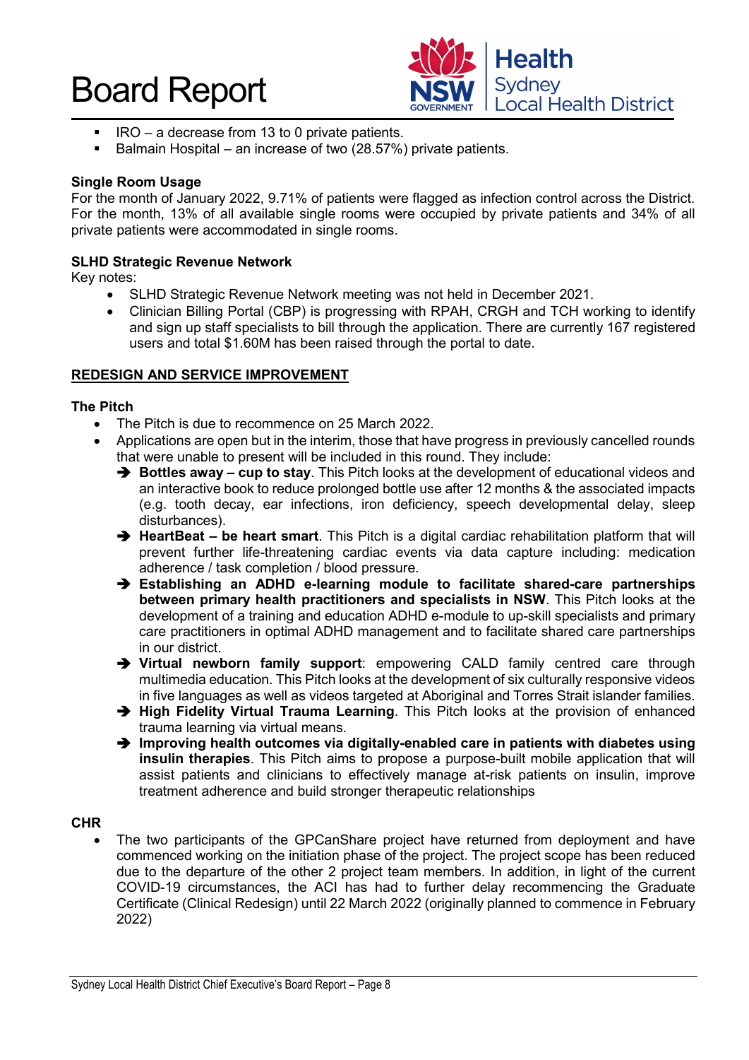- IRO – a decrease from 13 to 0 private patients.
- Balmain Hospital – an increase of two (28.57%) private patients.

**Single Room Usage**

For the month of January 2022, 9.71% of patients were flagged as infection control across the District. For the month, 13% of all available single rooms were occupied by private patients and 34% of all private patients were accommodated in single rooms.

**SLHD Strategic Revenue Network**

Key notes:

- SLHD Strategic Revenue Network meeting was not held in December 2021.
- Clinician Billing Portal (CBP) is progressing with RPAH, CRGH and TCH working to identify and sign up staff specialists to bill through the application. There are currently 167 registered users and total $1.60M has been raised through the portal to date.

**REDESIGN AND SERVICE IMPROVEMENT**

**The Pitch**

- The Pitch is due to recommence on 25 March 2022.
- Applications are open but in the interim, those that have progress in previously cancelled rounds that were unable to present will be included in this round. They include:
  - ➔ **Bottles away – cup to stay**. This Pitch looks at the development of educational videos and an interactive book to reduce prolonged bottle use after 12 months & the associated impacts (e.g. tooth decay, ear infections, iron deficiency, speech developmental delay, sleep disturbances).
  - ➔ **HeartBeat – be heart smart**. This Pitch is a digital cardiac rehabilitation platform that will prevent further life-threatening cardiac events via data capture including: medication adherence / task completion / blood pressure.
  - ➔ **Establishing an ADHD e-learning module to facilitate shared-care partnerships between primary health practitioners and specialists in NSW**. This Pitch looks at the development of a training and education ADHD e-module to up-skill specialists and primary care practitioners in optimal ADHD management and to facilitate shared care partnerships in our district.
  - ➔ **Virtual newborn family support**: empowering CALD family centred care through multimedia education. This Pitch looks at the development of six culturally responsive videos in five languages as well as videos targeted at Aboriginal and Torres Strait islander families.
  - ➔ **High Fidelity Virtual Trauma Learning**. This Pitch looks at the provision of enhanced trauma learning via virtual means.
  - ➔ **Improving health outcomes via digitally-enabled care in patients with diabetes using insulin therapies**. This Pitch aims to propose a purpose-built mobile application that will assist patients and clinicians to effectively manage at-risk patients on insulin, improve treatment adherence and build stronger therapeutic relationships

**CHR**

- The two participants of the GPCanShare project have returned from deployment and have commenced working on the initiation phase of the project. The project scope has been reduced due to the departure of the other 2 project team members. In addition, in light of the current COVID-19 circumstances, the ACI has had to further delay recommencing the Graduate Certificate (Clinical Redesign) until 22 March 2022 (originally planned to commence in February 2022)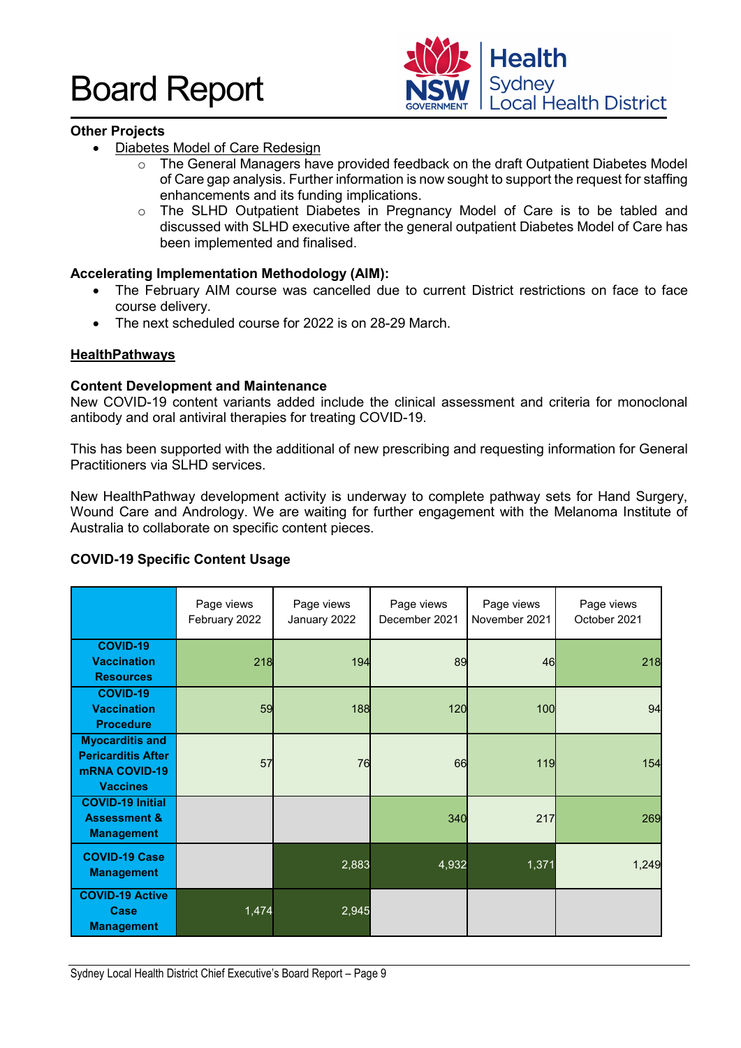### Other Projects

- Diabetes Model of Care Redesign
  - The General Managers have provided feedback on the draft Outpatient Diabetes Model of Care gap analysis. Further information is now sought to support the request for staffing enhancements and its funding implications.
  - The SLHD Outpatient Diabetes in Pregnancy Model of Care is to be tabled and discussed with SLHD executive after the general outpatient Diabetes Model of Care has been implemented and finalised.

### Accelerating Implementation Methodology (AIM):

- The February AIM course was cancelled due to current District restrictions on face to face course delivery.
- The next scheduled course for 2022 is on 28-29 March.

## HealthPathways

### Content Development and Maintenance

New COVID-19 content variants added include the clinical assessment and criteria for monoclonal antibody and oral antiviral therapies for treating COVID-19.

This has been supported with the additional of new prescribing and requesting information for General Practitioners via SLHD services.

New HealthPathway development activity is underway to complete pathway sets for Hand Surgery, Wound Care and Andrology. We are waiting for further engagement with the Melanoma Institute of Australia to collaborate on specific content pieces.

### COVID-19 Specific Content Usage

| | Page views February 2022 | Page views January 2022 | Page views December 2021 | Page views November 2021 | Page views October 2021 |
|---|---|---|---|---|---|
| **COVID-19 Vaccination Resources** | 218 | 194 | 89 | 46 | 218 |
| **COVID-19 Vaccination Procedure** | 59 | 188 | 120 | 100 | 94 |
| **Myocarditis and Pericarditis After mRNA COVID-19 Vaccines** | 57 | 76 | 66 | 119 | 154 |
| **COVID-19 Initial Assessment & Management** | | | 340 | 217 | 269 |
| **COVID-19 Case Management** | | 2,883 | 4,932 | 1,371 | 1,249 |
| **COVID-19 Active Case Management** | 1,474 | 2,945 | | | |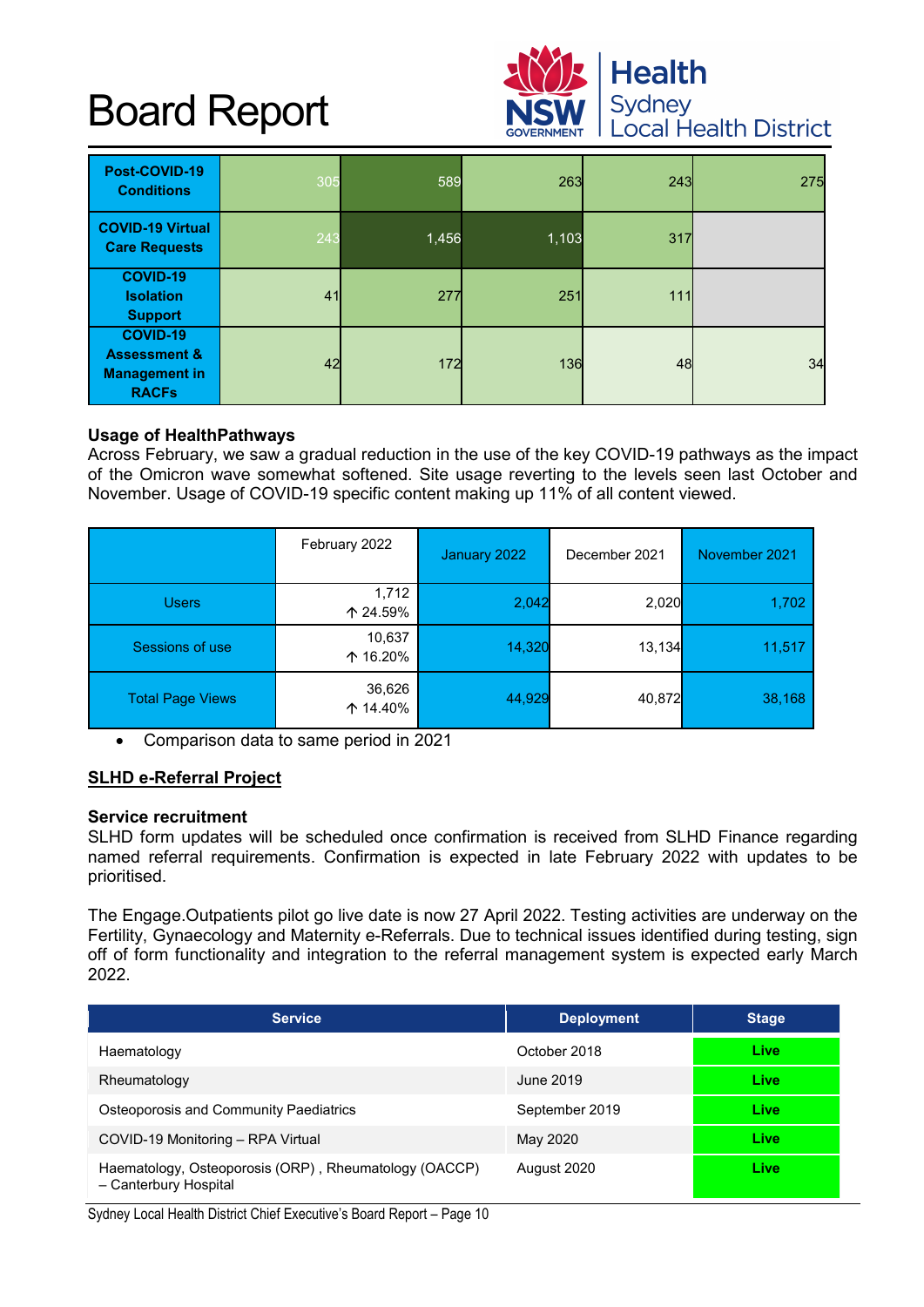| | | | | | |
|---|---|---|---|---|---|
| **Post-COVID-19 Conditions** | 305 | 589 | 263 | 243 | 275 |
| **COVID-19 Virtual Care Requests** | 243 | 1,456 | 1,103 | 317 | |
| **COVID-19 Isolation Support** | 41 | 277 | 251 | 111 | |
| **COVID-19 Assessment & Management in RACFs** | 42 | 172 | 136 | 48 | 34 |

**Usage of HealthPathways**
Across February, we saw a gradual reduction in the use of the key COVID-19 pathways as the impact of the Omicron wave somewhat softened. Site usage reverting to the levels seen last October and November. Usage of COVID-19 specific content making up 11% of all content viewed.

| | February 2022 | January 2022 | December 2021 | November 2021 |
|---|---|---|---|---|
| Users | 1,712 ↑ 24.59% | 2,042 | 2,020 | 1,702 |
| Sessions of use | 10,637 ↑ 16.20% | 14,320 | 13,134 | 11,517 |
| Total Page Views | 36,626 ↑ 14.40% | 44,929 | 40,872 | 38,168 |

- Comparison data to same period in 2021

**SLHD e-Referral Project**

**Service recruitment**
SLHD form updates will be scheduled once confirmation is received from SLHD Finance regarding named referral requirements. Confirmation is expected in late February 2022 with updates to be prioritised.

The Engage.Outpatients pilot go live date is now 27 April 2022. Testing activities are underway on the Fertility, Gynaecology and Maternity e-Referrals. Due to technical issues identified during testing, sign off of form functionality and integration to the referral management system is expected early March 2022.

| Service | Deployment | Stage |
|---|---|---|
| Haematology | October 2018 | Live |
| Rheumatology | June 2019 | Live |
| Osteoporosis and Community Paediatrics | September 2019 | Live |
| COVID-19 Monitoring – RPA Virtual | May 2020 | Live |
| Haematology, Osteoporosis (ORP) , Rheumatology (OACCP) – Canterbury Hospital | August 2020 | Live |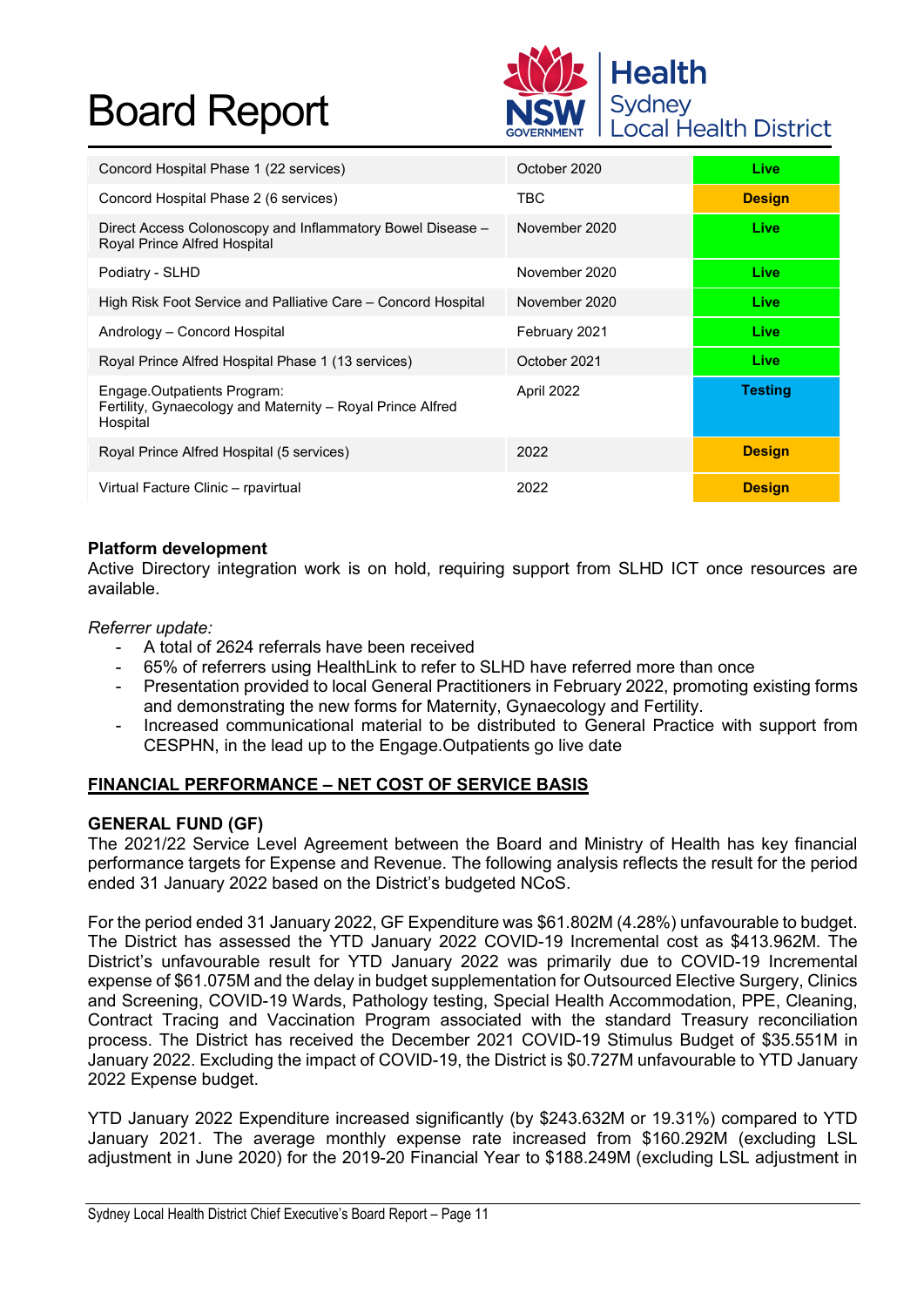| | | |
|---|---|---|
| Concord Hospital Phase 1 (22 services) | October 2020 | Live |
| Concord Hospital Phase 2 (6 services) | TBC | Design |
| Direct Access Colonoscopy and Inflammatory Bowel Disease – Royal Prince Alfred Hospital | November 2020 | Live |
| Podiatry - SLHD | November 2020 | Live |
| High Risk Foot Service and Palliative Care – Concord Hospital | November 2020 | Live |
| Andrology – Concord Hospital | February 2021 | Live |
| Royal Prince Alfred Hospital Phase 1 (13 services) | October 2021 | Live |
| Engage.Outpatients Program: Fertility, Gynaecology and Maternity – Royal Prince Alfred Hospital | April 2022 | Testing |
| Royal Prince Alfred Hospital (5 services) | 2022 | Design |
| Virtual Facture Clinic – rpavirtual | 2022 | Design |

**Platform development**
Active Directory integration work is on hold, requiring support from SLHD ICT once resources are available.

*Referrer update:*

- A total of 2624 referrals have been received
- 65% of referrers using HealthLink to refer to SLHD have referred more than once
- Presentation provided to local General Practitioners in February 2022, promoting existing forms and demonstrating the new forms for Maternity, Gynaecology and Fertility.
- Increased communicational material to be distributed to General Practice with support from CESPHN, in the lead up to the Engage.Outpatients go live date

## FINANCIAL PERFORMANCE – NET COST OF SERVICE BASIS

### GENERAL FUND (GF)

The 2021/22 Service Level Agreement between the Board and Ministry of Health has key financial performance targets for Expense and Revenue. The following analysis reflects the result for the period ended 31 January 2022 based on the District's budgeted NCoS.

For the period ended 31 January 2022, GF Expenditure was $61.802M (4.28%) unfavourable to budget. The District has assessed the YTD January 2022 COVID-19 Incremental cost as $413.962M. The District's unfavourable result for YTD January 2022 was primarily due to COVID-19 Incremental expense of $61.075M and the delay in budget supplementation for Outsourced Elective Surgery, Clinics and Screening, COVID-19 Wards, Pathology testing, Special Health Accommodation, PPE, Cleaning, Contract Tracing and Vaccination Program associated with the standard Treasury reconciliation process. The District has received the December 2021 COVID-19 Stimulus Budget of $35.551M in January 2022. Excluding the impact of COVID-19, the District is $0.727M unfavourable to YTD January 2022 Expense budget.

YTD January 2022 Expenditure increased significantly (by $243.632M or 19.31%) compared to YTD January 2021. The average monthly expense rate increased from $160.292M (excluding LSL adjustment in June 2020) for the 2019-20 Financial Year to $188.249M (excluding LSL adjustment in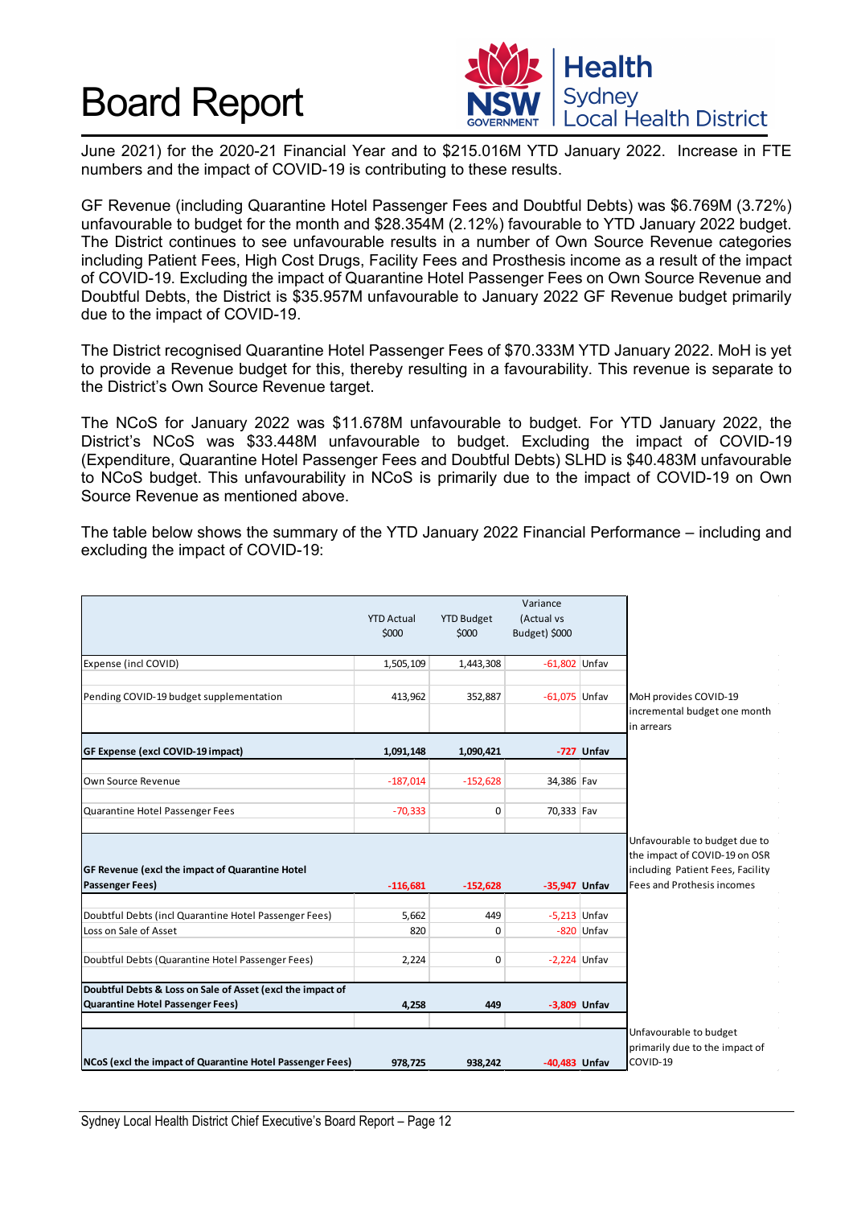June 2021) for the 2020-21 Financial Year and to $215.016M YTD January 2022. Increase in FTE numbers and the impact of COVID-19 is contributing to these results.

GF Revenue (including Quarantine Hotel Passenger Fees and Doubtful Debts) was $6.769M (3.72%) unfavourable to budget for the month and $28.354M (2.12%) favourable to YTD January 2022 budget. The District continues to see unfavourable results in a number of Own Source Revenue categories including Patient Fees, High Cost Drugs, Facility Fees and Prosthesis income as a result of the impact of COVID-19. Excluding the impact of Quarantine Hotel Passenger Fees on Own Source Revenue and Doubtful Debts, the District is $35.957M unfavourable to January 2022 GF Revenue budget primarily due to the impact of COVID-19.

The District recognised Quarantine Hotel Passenger Fees of $70.333M YTD January 2022. MoH is yet to provide a Revenue budget for this, thereby resulting in a favourability. This revenue is separate to the District's Own Source Revenue target.

The NCoS for January 2022 was $11.678M unfavourable to budget. For YTD January 2022, the District's NCoS was $33.448M unfavourable to budget. Excluding the impact of COVID-19 (Expenditure, Quarantine Hotel Passenger Fees and Doubtful Debts) SLHD is $40.483M unfavourable to NCoS budget. This unfavourability in NCoS is primarily due to the impact of COVID-19 on Own Source Revenue as mentioned above.

The table below shows the summary of the YTD January 2022 Financial Performance – including and excluding the impact of COVID-19:

| | YTD Actual $000 | YTD Budget $000 | Variance (Actual vs Budget) $000 | | |
|---|---|---|---|---|---|
| Expense (incl COVID) | 1,505,109 | 1,443,308 | -61,802 | Unfav | |
| Pending COVID-19 budget supplementation | 413,962 | 352,887 | -61,075 | Unfav | MoH provides COVID-19 incremental budget one month in arrears |
| **GF Expense (excl COVID-19 impact)** | **1,091,148** | **1,090,421** | **-727** | **Unfav** | |
| Own Source Revenue | -187,014 | -152,628 | 34,386 | Fav | |
| Quarantine Hotel Passenger Fees | -70,333 | 0 | 70,333 | Fav | |
| **GF Revenue (excl the impact of Quarantine Hotel Passenger Fees)** | **-116,681** | **-152,628** | **-35,947** | **Unfav** | Unfavourable to budget due to the impact of COVID-19 on OSR including Patient Fees, Facility Fees and Prothesis incomes |
| Doubtful Debts (incl Quarantine Hotel Passenger Fees) | 5,662 | 449 | -5,213 | Unfav | |
| Loss on Sale of Asset | 820 | 0 | -820 | Unfav | |
| Doubtful Debts (Quarantine Hotel Passenger Fees) | 2,224 | 0 | -2,224 | Unfav | |
| **Doubtful Debts & Loss on Sale of Asset (excl the impact of Quarantine Hotel Passenger Fees)** | **4,258** | **449** | **-3,809** | **Unfav** | |
| **NCoS (excl the impact of Quarantine Hotel Passenger Fees)** | **978,725** | **938,242** | **-40,483** | **Unfav** | Unfavourable to budget primarily due to the impact of COVID-19 |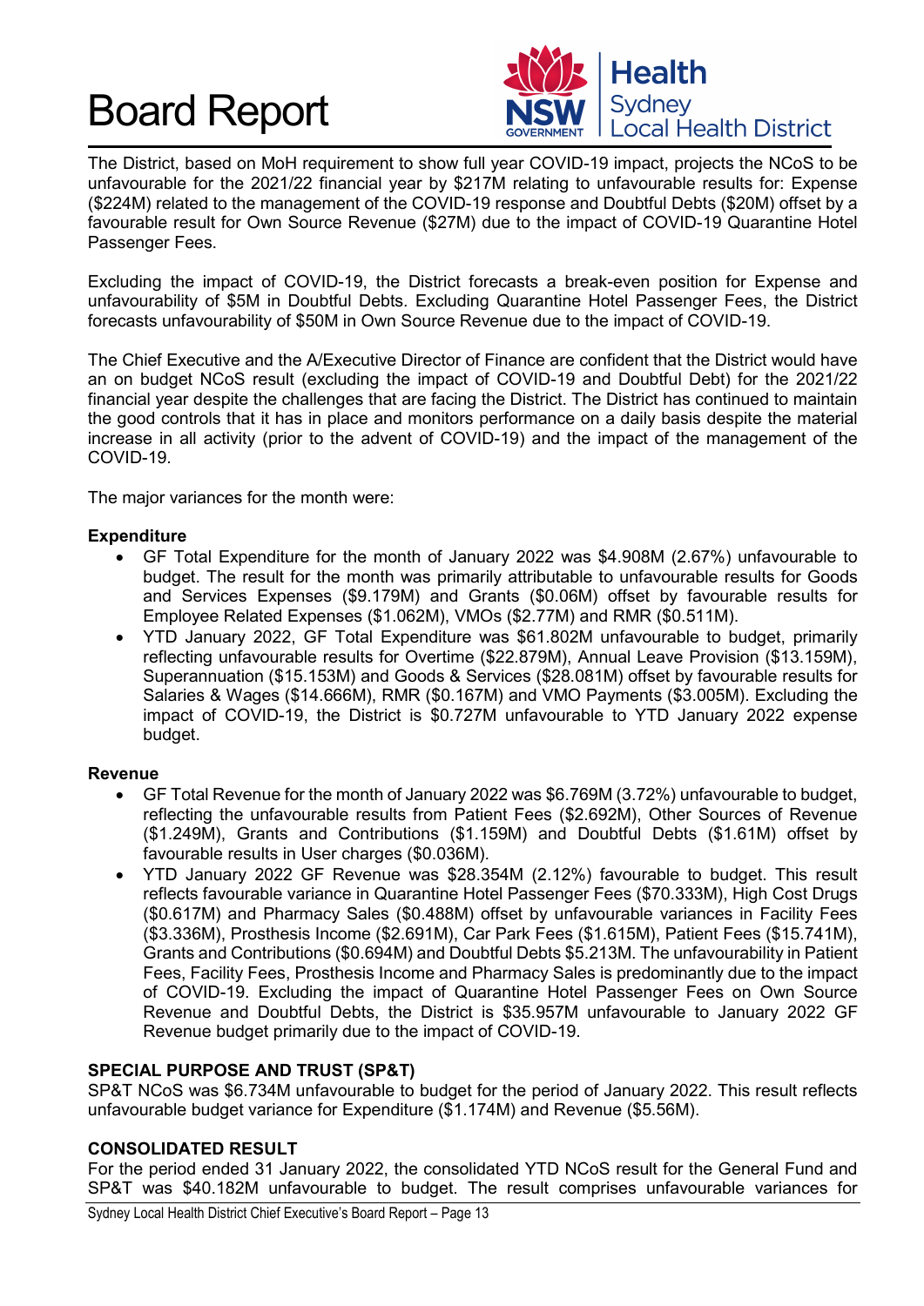The District, based on MoH requirement to show full year COVID-19 impact, projects the NCoS to be unfavourable for the 2021/22 financial year by $217M relating to unfavourable results for: Expense ($224M) related to the management of the COVID-19 response and Doubtful Debts ($20M) offset by a favourable result for Own Source Revenue ($27M) due to the impact of COVID-19 Quarantine Hotel Passenger Fees.

Excluding the impact of COVID-19, the District forecasts a break-even position for Expense and unfavourability of $5M in Doubtful Debts. Excluding Quarantine Hotel Passenger Fees, the District forecasts unfavourability of $50M in Own Source Revenue due to the impact of COVID-19.

The Chief Executive and the A/Executive Director of Finance are confident that the District would have an on budget NCoS result (excluding the impact of COVID-19 and Doubtful Debt) for the 2021/22 financial year despite the challenges that are facing the District. The District has continued to maintain the good controls that it has in place and monitors performance on a daily basis despite the material increase in all activity (prior to the advent of COVID-19) and the impact of the management of the COVID-19.

The major variances for the month were:

**Expenditure**

- GF Total Expenditure for the month of January 2022 was $4.908M (2.67%) unfavourable to budget. The result for the month was primarily attributable to unfavourable results for Goods and Services Expenses ($9.179M) and Grants ($0.06M) offset by favourable results for Employee Related Expenses ($1.062M), VMOs ($2.77M) and RMR ($0.511M).
- YTD January 2022, GF Total Expenditure was $61.802M unfavourable to budget, primarily reflecting unfavourable results for Overtime ($22.879M), Annual Leave Provision ($13.159M), Superannuation ($15.153M) and Goods & Services ($28.081M) offset by favourable results for Salaries & Wages ($14.666M), RMR ($0.167M) and VMO Payments ($3.005M). Excluding the impact of COVID-19, the District is $0.727M unfavourable to YTD January 2022 expense budget.

**Revenue**

- GF Total Revenue for the month of January 2022 was $6.769M (3.72%) unfavourable to budget, reflecting the unfavourable results from Patient Fees ($2.692M), Other Sources of Revenue ($1.249M), Grants and Contributions ($1.159M) and Doubtful Debts ($1.61M) offset by favourable results in User charges ($0.036M).
- YTD January 2022 GF Revenue was $28.354M (2.12%) favourable to budget. This result reflects favourable variance in Quarantine Hotel Passenger Fees ($70.333M), High Cost Drugs ($0.617M) and Pharmacy Sales ($0.488M) offset by unfavourable variances in Facility Fees ($3.336M), Prosthesis Income ($2.691M), Car Park Fees ($1.615M), Patient Fees ($15.741M), Grants and Contributions ($0.694M) and Doubtful Debts $5.213M. The unfavourability in Patient Fees, Facility Fees, Prosthesis Income and Pharmacy Sales is predominantly due to the impact of COVID-19. Excluding the impact of Quarantine Hotel Passenger Fees on Own Source Revenue and Doubtful Debts, the District is $35.957M unfavourable to January 2022 GF Revenue budget primarily due to the impact of COVID-19.

**SPECIAL PURPOSE AND TRUST (SP&T)**

SP&T NCoS was $6.734M unfavourable to budget for the period of January 2022. This result reflects unfavourable budget variance for Expenditure ($1.174M) and Revenue ($5.56M).

**CONSOLIDATED RESULT**

For the period ended 31 January 2022, the consolidated YTD NCoS result for the General Fund and SP&T was $40.182M unfavourable to budget. The result comprises unfavourable variances for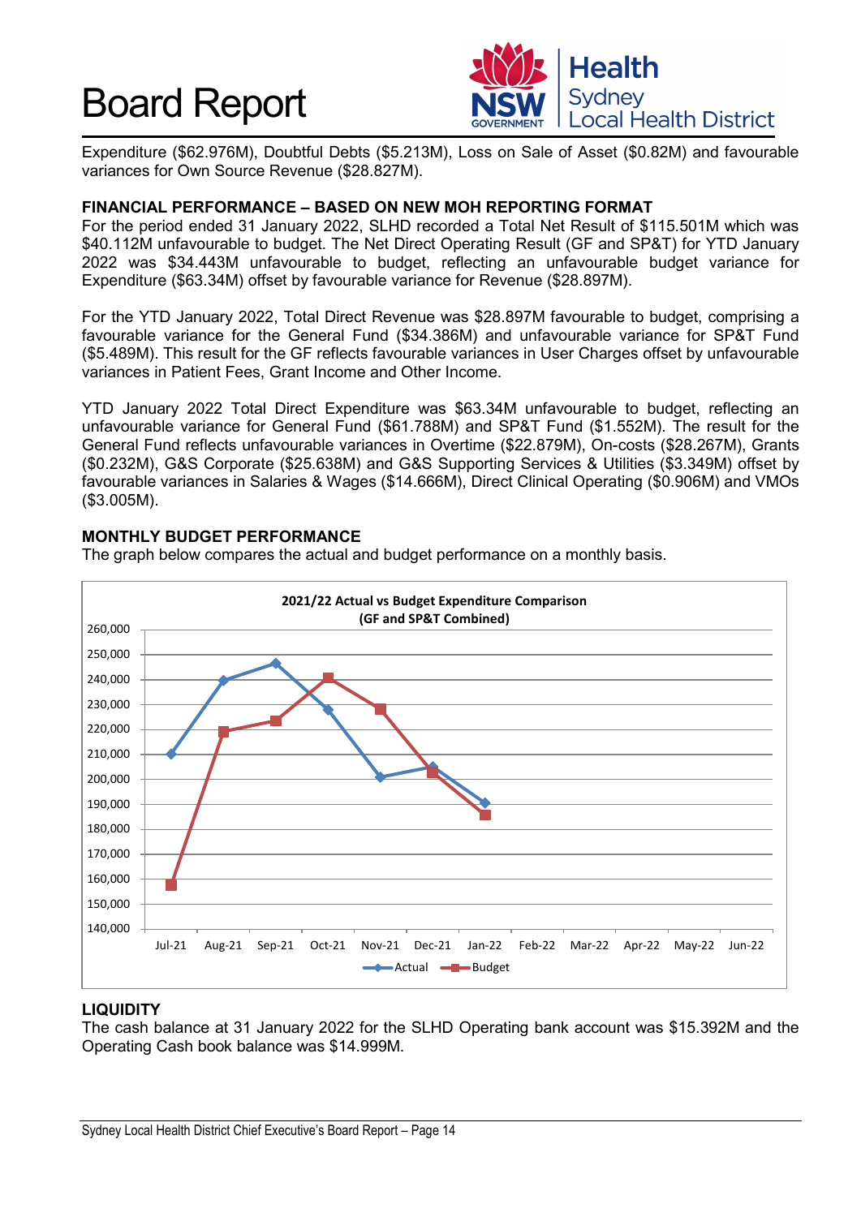Expenditure ($62.976M), Doubtful Debts ($5.213M), Loss on Sale of Asset ($0.82M) and favourable variances for Own Source Revenue ($28.827M).

**FINANCIAL PERFORMANCE – BASED ON NEW MOH REPORTING FORMAT**

For the period ended 31 January 2022, SLHD recorded a Total Net Result of $115.501M which was $40.112M unfavourable to budget. The Net Direct Operating Result (GF and SP&T) for YTD January 2022 was $34.443M unfavourable to budget, reflecting an unfavourable budget variance for Expenditure ($63.34M) offset by favourable variance for Revenue ($28.897M).

For the YTD January 2022, Total Direct Revenue was $28.897M favourable to budget, comprising a favourable variance for the General Fund ($34.386M) and unfavourable variance for SP&T Fund ($5.489M). This result for the GF reflects favourable variances in User Charges offset by unfavourable variances in Patient Fees, Grant Income and Other Income.

YTD January 2022 Total Direct Expenditure was $63.34M unfavourable to budget, reflecting an unfavourable variance for General Fund ($61.788M) and SP&T Fund ($1.552M). The result for the General Fund reflects unfavourable variances in Overtime ($22.879M), On-costs ($28.267M), Grants ($0.232M), G&S Corporate ($25.638M) and G&S Supporting Services & Utilities ($3.349M) offset by favourable variances in Salaries & Wages ($14.666M), Direct Clinical Operating ($0.906M) and VMOs ($3.005M).

**MONTHLY BUDGET PERFORMANCE**

The graph below compares the actual and budget performance on a monthly basis.

**2021/22 Actual vs Budget Expenditure Comparison (GF and SP&T Combined)**

**LIQUIDITY**

The cash balance at 31 January 2022 for the SLHD Operating bank account was $15.392M and the Operating Cash book balance was $14.999M.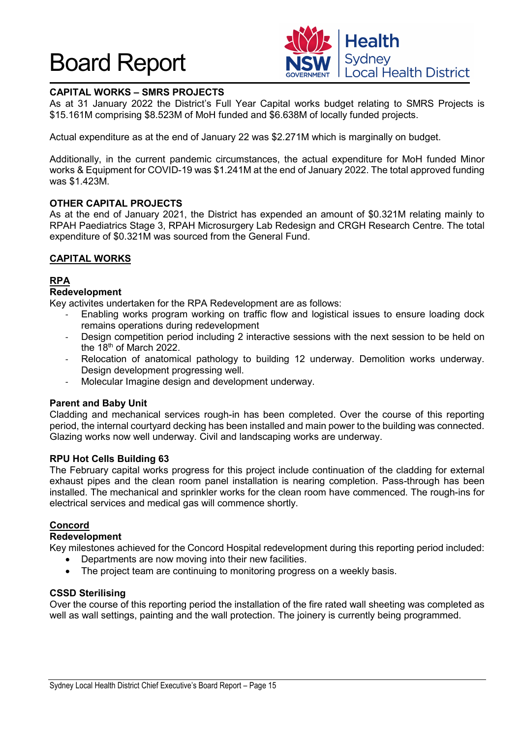# Board Report

**CAPITAL WORKS – SMRS PROJECTS**

As at 31 January 2022 the District's Full Year Capital works budget relating to SMRS Projects is $15.161M comprising $8.523M of MoH funded and $6.638M of locally funded projects.

Actual expenditure as at the end of January 22 was $2.271M which is marginally on budget.

Additionally, in the current pandemic circumstances, the actual expenditure for MoH funded Minor works & Equipment for COVID-19 was $1.241M at the end of January 2022. The total approved funding was $1.423M.

**OTHER CAPITAL PROJECTS**

As at the end of January 2021, the District has expended an amount of $0.321M relating mainly to RPAH Paediatrics Stage 3, RPAH Microsurgery Lab Redesign and CRGH Research Centre. The total expenditure of $0.321M was sourced from the General Fund.

**CAPITAL WORKS**

**RPA**

**Redevelopment**

Key activites undertaken for the RPA Redevelopment are as follows:

- Enabling works program working on traffic flow and logistical issues to ensure loading dock remains operations during redevelopment
- Design competition period including 2 interactive sessions with the next session to be held on the 18th of March 2022.
- Relocation of anatomical pathology to building 12 underway. Demolition works underway. Design development progressing well.
- Molecular Imagine design and development underway.

**Parent and Baby Unit**

Cladding and mechanical services rough-in has been completed. Over the course of this reporting period, the internal courtyard decking has been installed and main power to the building was connected. Glazing works now well underway. Civil and landscaping works are underway.

**RPU Hot Cells Building 63**

The February capital works progress for this project include continuation of the cladding for external exhaust pipes and the clean room panel installation is nearing completion. Pass-through has been installed. The mechanical and sprinkler works for the clean room have commenced. The rough-ins for electrical services and medical gas will commence shortly.

**Concord**

**Redevelopment**

Key milestones achieved for the Concord Hospital redevelopment during this reporting period included:

- Departments are now moving into their new facilities.
- The project team are continuing to monitoring progress on a weekly basis.

**CSSD Sterilising**

Over the course of this reporting period the installation of the fire rated wall sheeting was completed as well as wall settings, painting and the wall protection. The joinery is currently being programmed.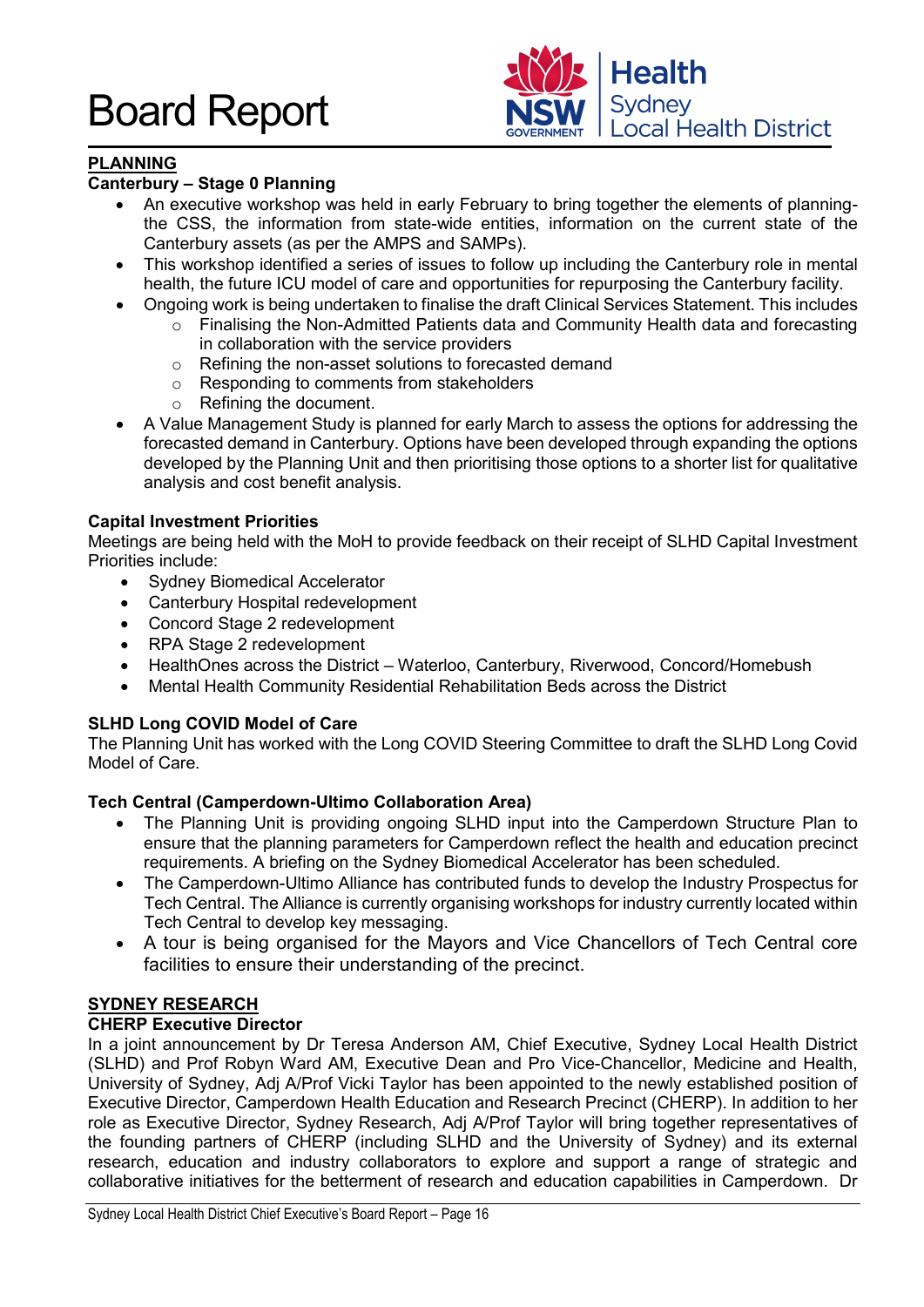## PLANNING

### Canterbury – Stage 0 Planning

- An executive workshop was held in early February to bring together the elements of planning- the CSS, the information from state-wide entities, information on the current state of the Canterbury assets (as per the AMPS and SAMPs).
- This workshop identified a series of issues to follow up including the Canterbury role in mental health, the future ICU model of care and opportunities for repurposing the Canterbury facility.
- Ongoing work is being undertaken to finalise the draft Clinical Services Statement. This includes
  - Finalising the Non-Admitted Patients data and Community Health data and forecasting in collaboration with the service providers
  - Refining the non-asset solutions to forecasted demand
  - Responding to comments from stakeholders
  - Refining the document.
- A Value Management Study is planned for early March to assess the options for addressing the forecasted demand in Canterbury. Options have been developed through expanding the options developed by the Planning Unit and then prioritising those options to a shorter list for qualitative analysis and cost benefit analysis.

### Capital Investment Priorities

Meetings are being held with the MoH to provide feedback on their receipt of SLHD Capital Investment Priorities include:

- Sydney Biomedical Accelerator
- Canterbury Hospital redevelopment
- Concord Stage 2 redevelopment
- RPA Stage 2 redevelopment
- HealthOnes across the District – Waterloo, Canterbury, Riverwood, Concord/Homebush
- Mental Health Community Residential Rehabilitation Beds across the District

### SLHD Long COVID Model of Care

The Planning Unit has worked with the Long COVID Steering Committee to draft the SLHD Long Covid Model of Care.

### Tech Central (Camperdown-Ultimo Collaboration Area)

- The Planning Unit is providing ongoing SLHD input into the Camperdown Structure Plan to ensure that the planning parameters for Camperdown reflect the health and education precinct requirements. A briefing on the Sydney Biomedical Accelerator has been scheduled.
- The Camperdown-Ultimo Alliance has contributed funds to develop the Industry Prospectus for Tech Central. The Alliance is currently organising workshops for industry currently located within Tech Central to develop key messaging.
- A tour is being organised for the Mayors and Vice Chancellors of Tech Central core facilities to ensure their understanding of the precinct.

## SYDNEY RESEARCH

### CHERP Executive Director

In a joint announcement by Dr Teresa Anderson AM, Chief Executive, Sydney Local Health District (SLHD) and Prof Robyn Ward AM, Executive Dean and Pro Vice-Chancellor, Medicine and Health, University of Sydney, Adj A/Prof Vicki Taylor has been appointed to the newly established position of Executive Director, Camperdown Health Education and Research Precinct (CHERP). In addition to her role as Executive Director, Sydney Research, Adj A/Prof Taylor will bring together representatives of the founding partners of CHERP (including SLHD and the University of Sydney) and its external research, education and industry collaborators to explore and support a range of strategic and collaborative initiatives for the betterment of research and education capabilities in Camperdown. Dr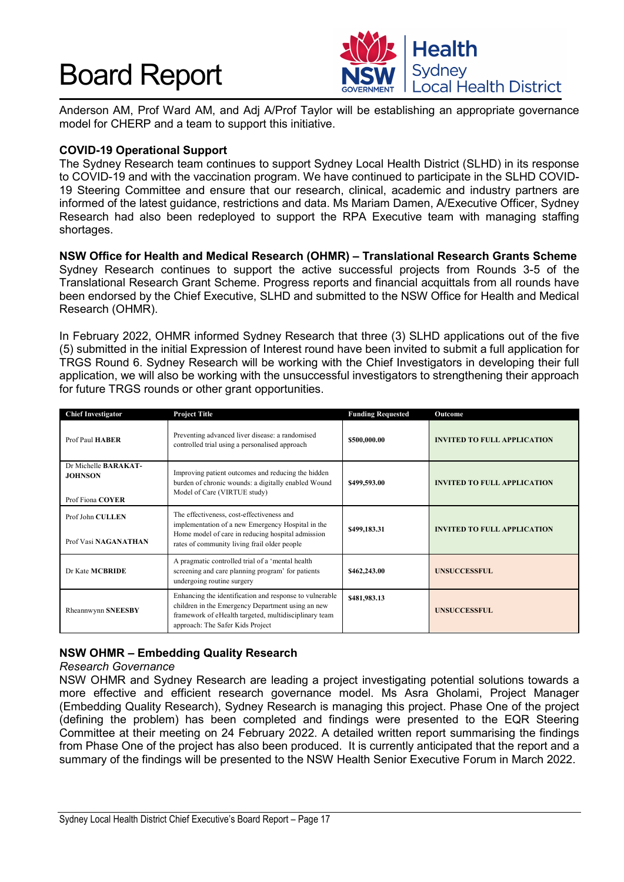Anderson AM, Prof Ward AM, and Adj A/Prof Taylor will be establishing an appropriate governance model for CHERP and a team to support this initiative.

**COVID-19 Operational Support**

The Sydney Research team continues to support Sydney Local Health District (SLHD) in its response to COVID-19 and with the vaccination program. We have continued to participate in the SLHD COVID-19 Steering Committee and ensure that our research, clinical, academic and industry partners are informed of the latest guidance, restrictions and data. Ms Mariam Damen, A/Executive Officer, Sydney Research had also been redeployed to support the RPA Executive team with managing staffing shortages.

**NSW Office for Health and Medical Research (OHMR) – Translational Research Grants Scheme**

Sydney Research continues to support the active successful projects from Rounds 3-5 of the Translational Research Grant Scheme. Progress reports and financial acquittals from all rounds have been endorsed by the Chief Executive, SLHD and submitted to the NSW Office for Health and Medical Research (OHMR).

In February 2022, OHMR informed Sydney Research that three (3) SLHD applications out of the five (5) submitted in the initial Expression of Interest round have been invited to submit a full application for TRGS Round 6. Sydney Research will be working with the Chief Investigators in developing their full application, we will also be working with the unsuccessful investigators to strengthening their approach for future TRGS rounds or other grant opportunities.

| Chief Investigator | Project Title | Funding Requested | Outcome |
|---|---|---|---|
| Prof Paul **HABER** | Preventing advanced liver disease: a randomised controlled trial using a personalised approach | **$500,000.00** | **INVITED TO FULL APPLICATION** |
| Dr Michelle **BARAKAT-JOHNSON**<br><br>Prof Fiona **COYER** | Improving patient outcomes and reducing the hidden burden of chronic wounds: a digitally enabled Wound Model of Care (VIRTUE study) | **$499,593.00** | **INVITED TO FULL APPLICATION** |
| Prof John **CULLEN**<br><br>Prof Vasi **NAGANATHAN** | The effectiveness, cost-effectiveness and implementation of a new Emergency Hospital in the Home model of care in reducing hospital admission rates of community living frail older people | **$499,183.31** | **INVITED TO FULL APPLICATION** |
| Dr Kate **MCBRIDE** | A pragmatic controlled trial of a 'mental health screening and care planning program' for patients undergoing routine surgery | **$462,243.00** | **UNSUCCESSFUL** |
| Rheannwynn **SNEESBY** | Enhancing the identification and response to vulnerable children in the Emergency Department using an new framework of eHealth targeted, multidisciplinary team approach: The Safer Kids Project | **$481,983.13** | **UNSUCCESSFUL** |

**NSW OHMR – Embedding Quality Research**

*Research Governance*

NSW OHMR and Sydney Research are leading a project investigating potential solutions towards a more effective and efficient research governance model. Ms Asra Gholami, Project Manager (Embedding Quality Research), Sydney Research is managing this project. Phase One of the project (defining the problem) has been completed and findings were presented to the EQR Steering Committee at their meeting on 24 February 2022. A detailed written report summarising the findings from Phase One of the project has also been produced. It is currently anticipated that the report and a summary of the findings will be presented to the NSW Health Senior Executive Forum in March 2022.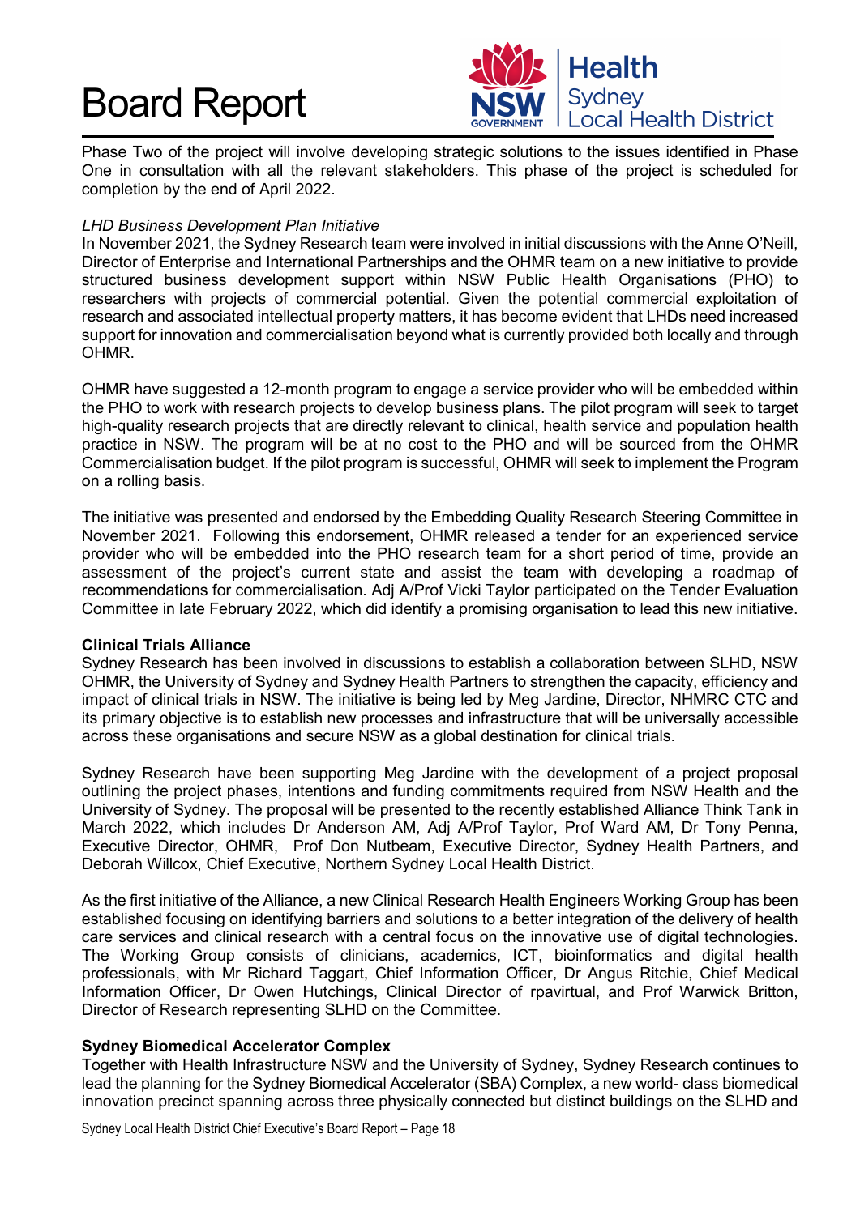Phase Two of the project will involve developing strategic solutions to the issues identified in Phase One in consultation with all the relevant stakeholders. This phase of the project is scheduled for completion by the end of April 2022.

*LHD Business Development Plan Initiative*

In November 2021, the Sydney Research team were involved in initial discussions with the Anne O'Neill, Director of Enterprise and International Partnerships and the OHMR team on a new initiative to provide structured business development support within NSW Public Health Organisations (PHO) to researchers with projects of commercial potential. Given the potential commercial exploitation of research and associated intellectual property matters, it has become evident that LHDs need increased support for innovation and commercialisation beyond what is currently provided both locally and through OHMR.

OHMR have suggested a 12-month program to engage a service provider who will be embedded within the PHO to work with research projects to develop business plans. The pilot program will seek to target high-quality research projects that are directly relevant to clinical, health service and population health practice in NSW. The program will be at no cost to the PHO and will be sourced from the OHMR Commercialisation budget. If the pilot program is successful, OHMR will seek to implement the Program on a rolling basis.

The initiative was presented and endorsed by the Embedding Quality Research Steering Committee in November 2021. Following this endorsement, OHMR released a tender for an experienced service provider who will be embedded into the PHO research team for a short period of time, provide an assessment of the project's current state and assist the team with developing a roadmap of recommendations for commercialisation. Adj A/Prof Vicki Taylor participated on the Tender Evaluation Committee in late February 2022, which did identify a promising organisation to lead this new initiative.

**Clinical Trials Alliance**

Sydney Research has been involved in discussions to establish a collaboration between SLHD, NSW OHMR, the University of Sydney and Sydney Health Partners to strengthen the capacity, efficiency and impact of clinical trials in NSW. The initiative is being led by Meg Jardine, Director, NHMRC CTC and its primary objective is to establish new processes and infrastructure that will be universally accessible across these organisations and secure NSW as a global destination for clinical trials.

Sydney Research have been supporting Meg Jardine with the development of a project proposal outlining the project phases, intentions and funding commitments required from NSW Health and the University of Sydney. The proposal will be presented to the recently established Alliance Think Tank in March 2022, which includes Dr Anderson AM, Adj A/Prof Taylor, Prof Ward AM, Dr Tony Penna, Executive Director, OHMR, Prof Don Nutbeam, Executive Director, Sydney Health Partners, and Deborah Willcox, Chief Executive, Northern Sydney Local Health District.

As the first initiative of the Alliance, a new Clinical Research Health Engineers Working Group has been established focusing on identifying barriers and solutions to a better integration of the delivery of health care services and clinical research with a central focus on the innovative use of digital technologies. The Working Group consists of clinicians, academics, ICT, bioinformatics and digital health professionals, with Mr Richard Taggart, Chief Information Officer, Dr Angus Ritchie, Chief Medical Information Officer, Dr Owen Hutchings, Clinical Director of rpavirtual, and Prof Warwick Britton, Director of Research representing SLHD on the Committee.

**Sydney Biomedical Accelerator Complex**

Together with Health Infrastructure NSW and the University of Sydney, Sydney Research continues to lead the planning for the Sydney Biomedical Accelerator (SBA) Complex, a new world- class biomedical innovation precinct spanning across three physically connected but distinct buildings on the SLHD and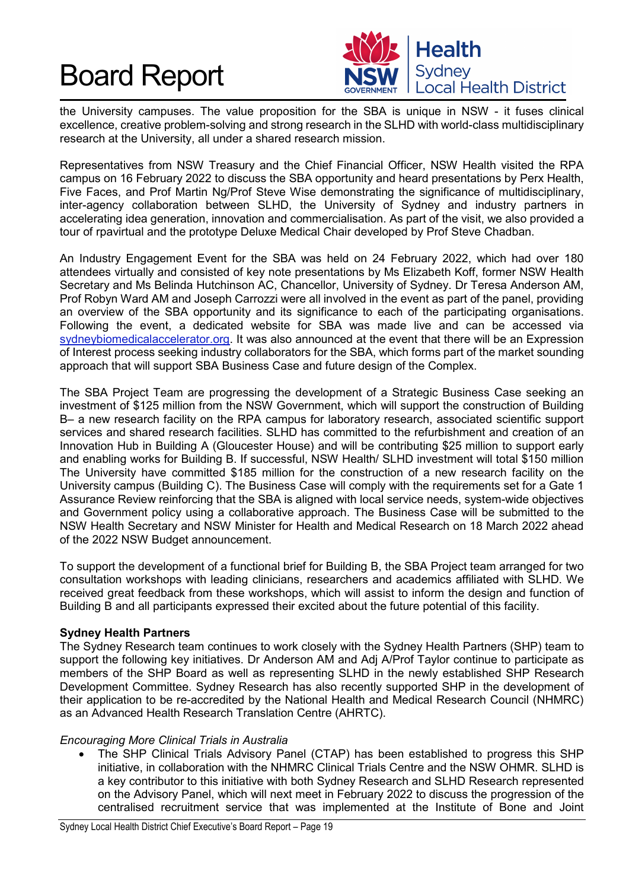the University campuses. The value proposition for the SBA is unique in NSW - it fuses clinical excellence, creative problem-solving and strong research in the SLHD with world-class multidisciplinary research at the University, all under a shared research mission.

Representatives from NSW Treasury and the Chief Financial Officer, NSW Health visited the RPA campus on 16 February 2022 to discuss the SBA opportunity and heard presentations by Perx Health, Five Faces, and Prof Martin Ng/Prof Steve Wise demonstrating the significance of multidisciplinary, inter-agency collaboration between SLHD, the University of Sydney and industry partners in accelerating idea generation, innovation and commercialisation. As part of the visit, we also provided a tour of rpavirtual and the prototype Deluxe Medical Chair developed by Prof Steve Chadban.

An Industry Engagement Event for the SBA was held on 24 February 2022, which had over 180 attendees virtually and consisted of key note presentations by Ms Elizabeth Koff, former NSW Health Secretary and Ms Belinda Hutchinson AC, Chancellor, University of Sydney. Dr Teresa Anderson AM, Prof Robyn Ward AM and Joseph Carrozzi were all involved in the event as part of the panel, providing an overview of the SBA opportunity and its significance to each of the participating organisations. Following the event, a dedicated website for SBA was made live and can be accessed via [sydneybiomedicalaccelerator.org](sydneybiomedicalaccelerator.org). It was also announced at the event that there will be an Expression of Interest process seeking industry collaborators for the SBA, which forms part of the market sounding approach that will support SBA Business Case and future design of the Complex.

The SBA Project Team are progressing the development of a Strategic Business Case seeking an investment of $125 million from the NSW Government, which will support the construction of Building B– a new research facility on the RPA campus for laboratory research, associated scientific support services and shared research facilities. SLHD has committed to the refurbishment and creation of an Innovation Hub in Building A (Gloucester House) and will be contributing $25 million to support early and enabling works for Building B. If successful, NSW Health/ SLHD investment will total $150 million The University have committed $185 million for the construction of a new research facility on the University campus (Building C). The Business Case will comply with the requirements set for a Gate 1 Assurance Review reinforcing that the SBA is aligned with local service needs, system-wide objectives and Government policy using a collaborative approach. The Business Case will be submitted to the NSW Health Secretary and NSW Minister for Health and Medical Research on 18 March 2022 ahead of the 2022 NSW Budget announcement.

To support the development of a functional brief for Building B, the SBA Project team arranged for two consultation workshops with leading clinicians, researchers and academics affiliated with SLHD. We received great feedback from these workshops, which will assist to inform the design and function of Building B and all participants expressed their excited about the future potential of this facility.

**Sydney Health Partners**

The Sydney Research team continues to work closely with the Sydney Health Partners (SHP) team to support the following key initiatives. Dr Anderson AM and Adj A/Prof Taylor continue to participate as members of the SHP Board as well as representing SLHD in the newly established SHP Research Development Committee. Sydney Research has also recently supported SHP in the development of their application to be re-accredited by the National Health and Medical Research Council (NHMRC) as an Advanced Health Research Translation Centre (AHRTC).

*Encouraging More Clinical Trials in Australia*

- The SHP Clinical Trials Advisory Panel (CTAP) has been established to progress this SHP initiative, in collaboration with the NHMRC Clinical Trials Centre and the NSW OHMR. SLHD is a key contributor to this initiative with both Sydney Research and SLHD Research represented on the Advisory Panel, which will next meet in February 2022 to discuss the progression of the centralised recruitment service that was implemented at the Institute of Bone and Joint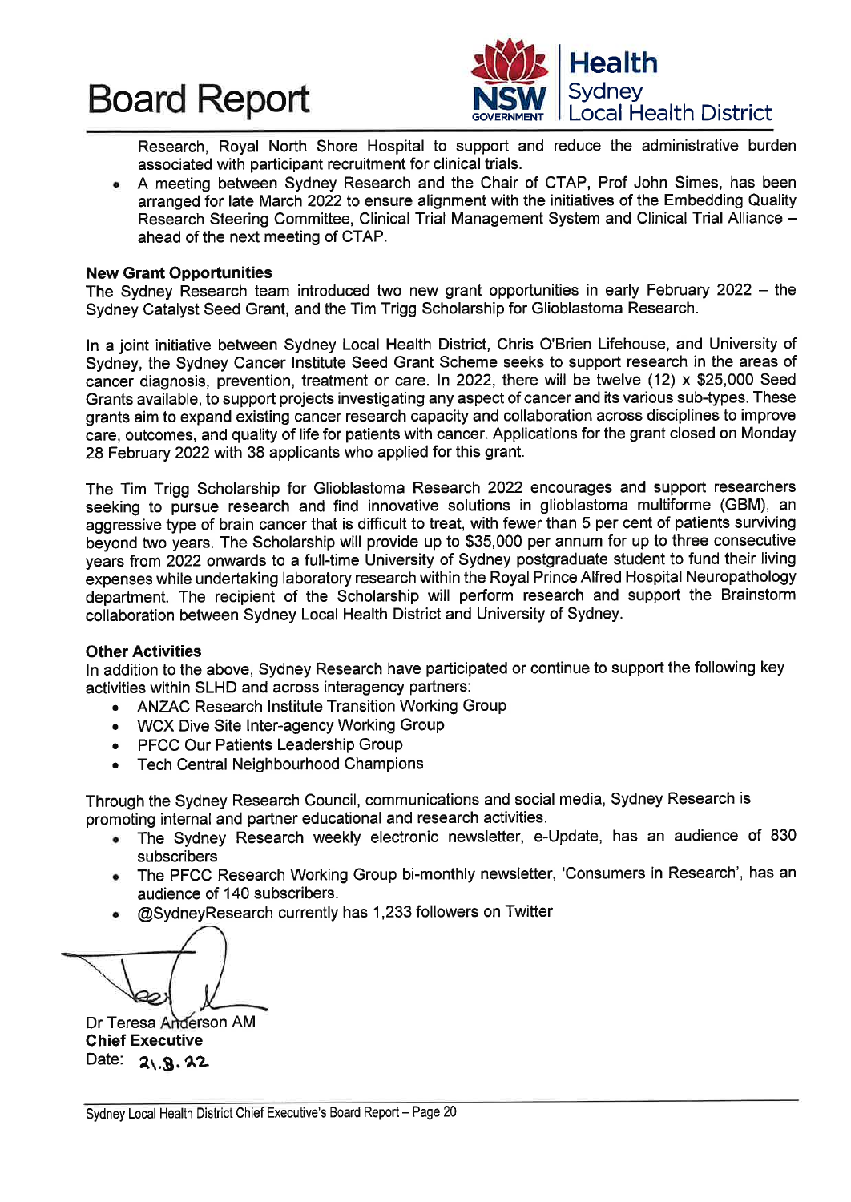Research, Royal North Shore Hospital to support and reduce the administrative burden associated with participant recruitment for clinical trials.

- A meeting between Sydney Research and the Chair of CTAP, Prof John Simes, has been arranged for late March 2022 to ensure alignment with the initiatives of the Embedding Quality Research Steering Committee, Clinical Trial Management System and Clinical Trial Alliance – ahead of the next meeting of CTAP.

**New Grant Opportunities**

The Sydney Research team introduced two new grant opportunities in early February 2022 – the Sydney Catalyst Seed Grant, and the Tim Trigg Scholarship for Glioblastoma Research.

In a joint initiative between Sydney Local Health District, Chris O'Brien Lifehouse, and University of Sydney, the Sydney Cancer Institute Seed Grant Scheme seeks to support research in the areas of cancer diagnosis, prevention, treatment or care. In 2022, there will be twelve (12) x $25,000 Seed Grants available, to support projects investigating any aspect of cancer and its various sub-types. These grants aim to expand existing cancer research capacity and collaboration across disciplines to improve care, outcomes, and quality of life for patients with cancer. Applications for the grant closed on Monday 28 February 2022 with 38 applicants who applied for this grant.

The Tim Trigg Scholarship for Glioblastoma Research 2022 encourages and support researchers seeking to pursue research and find innovative solutions in glioblastoma multiforme (GBM), an aggressive type of brain cancer that is difficult to treat, with fewer than 5 per cent of patients surviving beyond two years. The Scholarship will provide up to $35,000 per annum for up to three consecutive years from 2022 onwards to a full-time University of Sydney postgraduate student to fund their living expenses while undertaking laboratory research within the Royal Prince Alfred Hospital Neuropathology department. The recipient of the Scholarship will perform research and support the Brainstorm collaboration between Sydney Local Health District and University of Sydney.

**Other Activities**

In addition to the above, Sydney Research have participated or continue to support the following key activities within SLHD and across interagency partners:

- ANZAC Research Institute Transition Working Group
- WCX Dive Site Inter-agency Working Group
- PFCC Our Patients Leadership Group
- Tech Central Neighbourhood Champions

Through the Sydney Research Council, communications and social media, Sydney Research is promoting internal and partner educational and research activities.

- The Sydney Research weekly electronic newsletter, e-Update, has an audience of 830 subscribers
- The PFCC Research Working Group bi-monthly newsletter, 'Consumers in Research', has an audience of 140 subscribers.
- @SydneyResearch currently has 1,233 followers on Twitter

Dr Teresa Anderson AM
**Chief Executive**
Date: 21.3.22